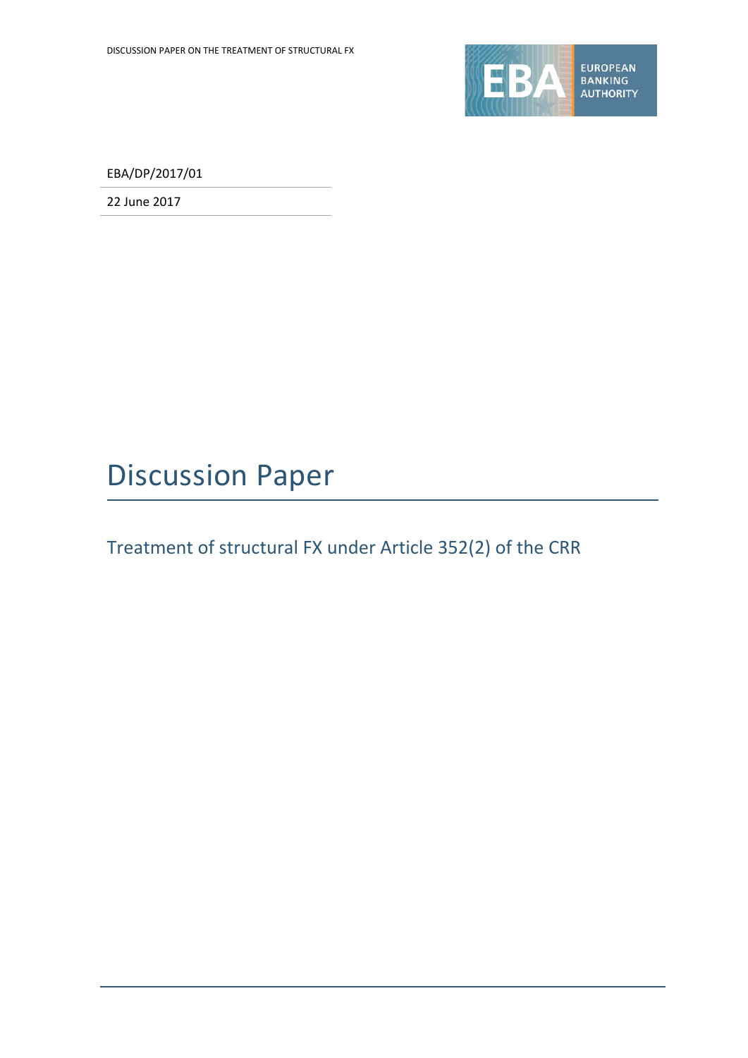EBA/DP/2017/01

22 June 2017

# Discussion Paper

## Treatment of structural FX under Article 352(2) of the CRR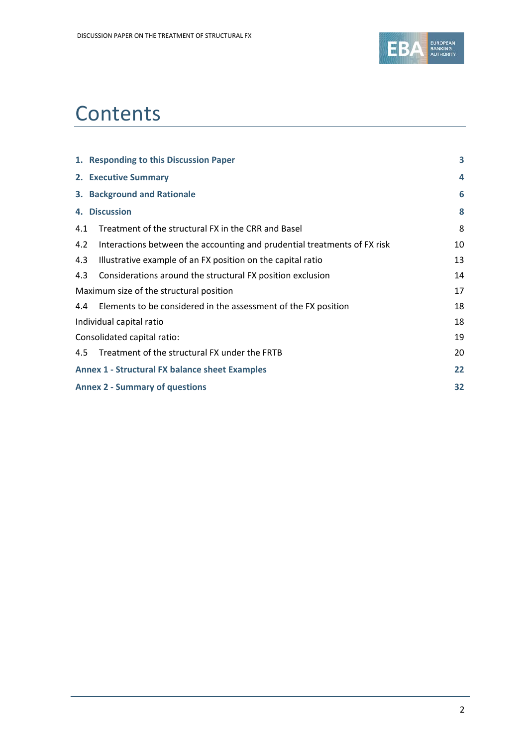# Contents

| | |
|---|---|
| **1. Responding to this Discussion Paper** | **3** |
| **2. Executive Summary** | **4** |
| **3. Background and Rationale** | **6** |
| **4. Discussion** | **8** |
| 4.1 Treatment of the structural FX in the CRR and Basel | 8 |
| 4.2 Interactions between the accounting and prudential treatments of FX risk | 10 |
| 4.3 Illustrative example of an FX position on the capital ratio | 13 |
| 4.3 Considerations around the structural FX position exclusion | 14 |
| Maximum size of the structural position | 17 |
| 4.4 Elements to be considered in the assessment of the FX position | 18 |
| Individual capital ratio | 18 |
| Consolidated capital ratio: | 19 |
| 4.5 Treatment of the structural FX under the FRTB | 20 |
| **Annex 1 - Structural FX balance sheet Examples** | **22** |
| **Annex 2 - Summary of questions** | **32** |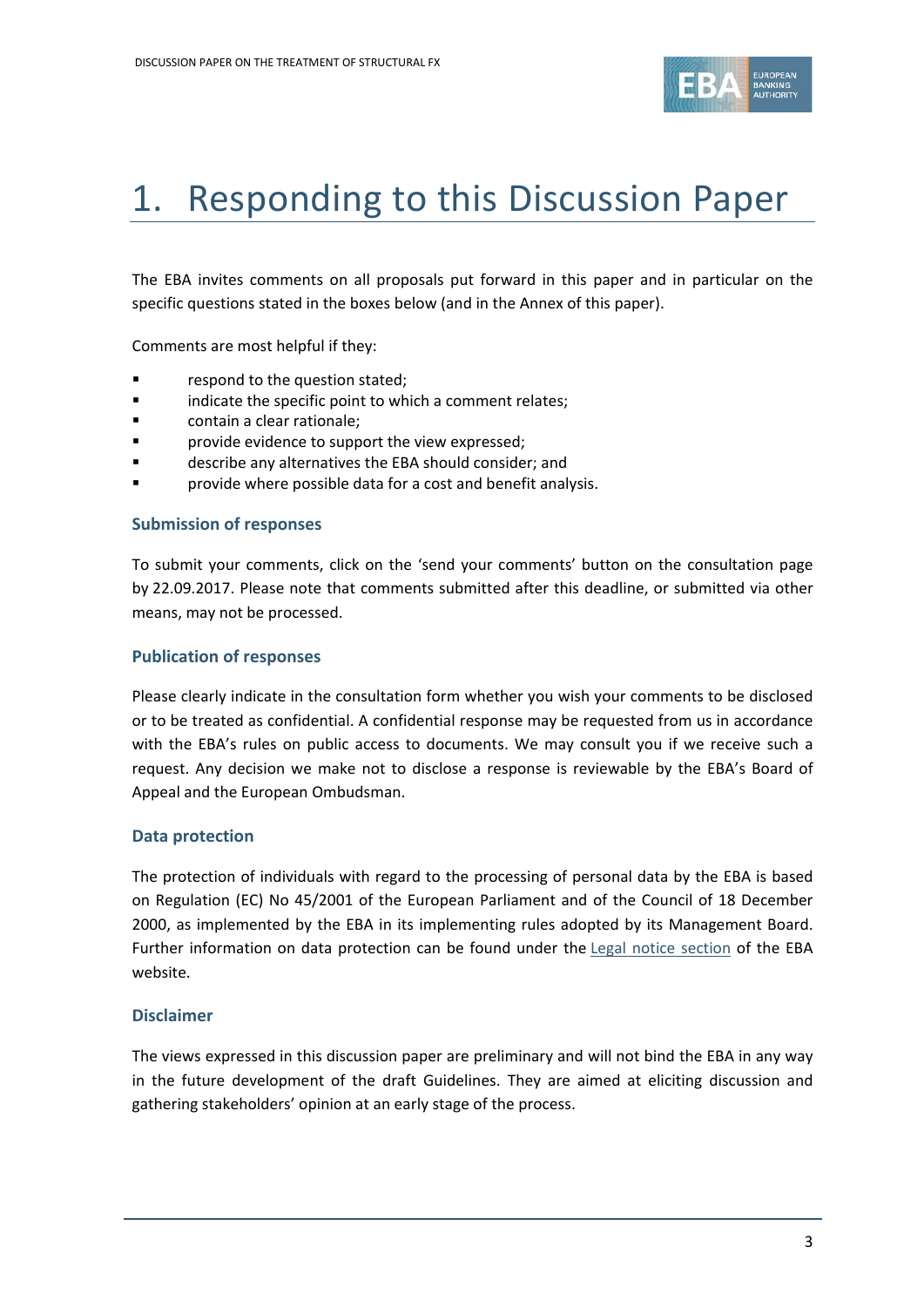# 1. Responding to this Discussion Paper

The EBA invites comments on all proposals put forward in this paper and in particular on the specific questions stated in the boxes below (and in the Annex of this paper).

Comments are most helpful if they:

- respond to the question stated;
- indicate the specific point to which a comment relates;
- contain a clear rationale;
- provide evidence to support the view expressed;
- describe any alternatives the EBA should consider; and
- provide where possible data for a cost and benefit analysis.

### Submission of responses

To submit your comments, click on the 'send your comments' button on the consultation page by 22.09.2017. Please note that comments submitted after this deadline, or submitted via other means, may not be processed.

### Publication of responses

Please clearly indicate in the consultation form whether you wish your comments to be disclosed or to be treated as confidential. A confidential response may be requested from us in accordance with the EBA's rules on public access to documents. We may consult you if we receive such a request. Any decision we make not to disclose a response is reviewable by the EBA's Board of Appeal and the European Ombudsman.

### Data protection

The protection of individuals with regard to the processing of personal data by the EBA is based on Regulation (EC) No 45/2001 of the European Parliament and of the Council of 18 December 2000, as implemented by the EBA in its implementing rules adopted by its Management Board. Further information on data protection can be found under the Legal notice section of the EBA website.

### Disclaimer

The views expressed in this discussion paper are preliminary and will not bind the EBA in any way in the future development of the draft Guidelines. They are aimed at eliciting discussion and gathering stakeholders' opinion at an early stage of the process.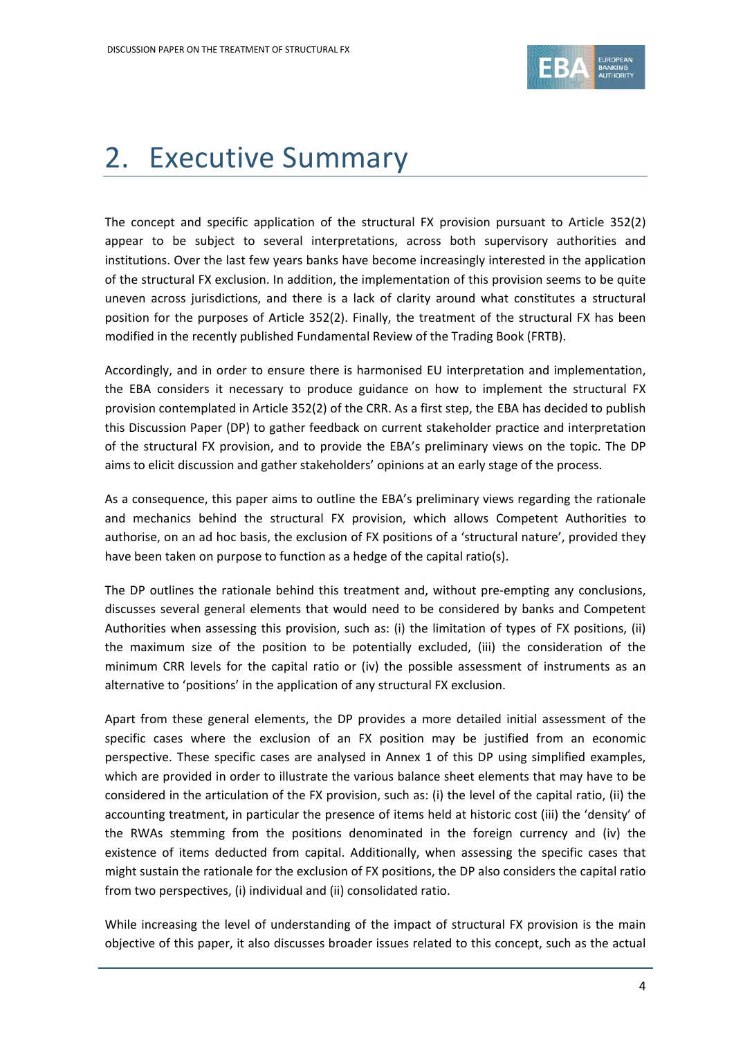# 2. Executive Summary

The concept and specific application of the structural FX provision pursuant to Article 352(2) appear to be subject to several interpretations, across both supervisory authorities and institutions. Over the last few years banks have become increasingly interested in the application of the structural FX exclusion. In addition, the implementation of this provision seems to be quite uneven across jurisdictions, and there is a lack of clarity around what constitutes a structural position for the purposes of Article 352(2). Finally, the treatment of the structural FX has been modified in the recently published Fundamental Review of the Trading Book (FRTB).

Accordingly, and in order to ensure there is harmonised EU interpretation and implementation, the EBA considers it necessary to produce guidance on how to implement the structural FX provision contemplated in Article 352(2) of the CRR. As a first step, the EBA has decided to publish this Discussion Paper (DP) to gather feedback on current stakeholder practice and interpretation of the structural FX provision, and to provide the EBA's preliminary views on the topic. The DP aims to elicit discussion and gather stakeholders' opinions at an early stage of the process.

As a consequence, this paper aims to outline the EBA's preliminary views regarding the rationale and mechanics behind the structural FX provision, which allows Competent Authorities to authorise, on an ad hoc basis, the exclusion of FX positions of a 'structural nature', provided they have been taken on purpose to function as a hedge of the capital ratio(s).

The DP outlines the rationale behind this treatment and, without pre-empting any conclusions, discusses several general elements that would need to be considered by banks and Competent Authorities when assessing this provision, such as: (i) the limitation of types of FX positions, (ii) the maximum size of the position to be potentially excluded, (iii) the consideration of the minimum CRR levels for the capital ratio or (iv) the possible assessment of instruments as an alternative to 'positions' in the application of any structural FX exclusion.

Apart from these general elements, the DP provides a more detailed initial assessment of the specific cases where the exclusion of an FX position may be justified from an economic perspective. These specific cases are analysed in Annex 1 of this DP using simplified examples, which are provided in order to illustrate the various balance sheet elements that may have to be considered in the articulation of the FX provision, such as: (i) the level of the capital ratio, (ii) the accounting treatment, in particular the presence of items held at historic cost (iii) the 'density' of the RWAs stemming from the positions denominated in the foreign currency and (iv) the existence of items deducted from capital. Additionally, when assessing the specific cases that might sustain the rationale for the exclusion of FX positions, the DP also considers the capital ratio from two perspectives, (i) individual and (ii) consolidated ratio.

While increasing the level of understanding of the impact of structural FX provision is the main objective of this paper, it also discusses broader issues related to this concept, such as the actual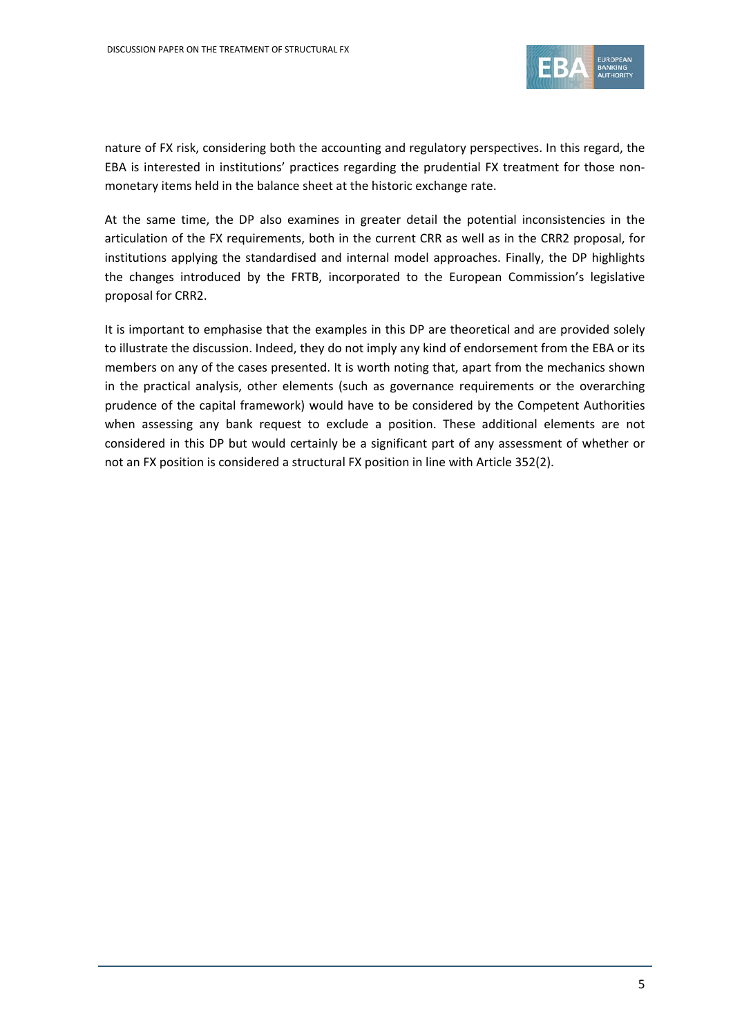nature of FX risk, considering both the accounting and regulatory perspectives. In this regard, the EBA is interested in institutions' practices regarding the prudential FX treatment for those non-monetary items held in the balance sheet at the historic exchange rate.

At the same time, the DP also examines in greater detail the potential inconsistencies in the articulation of the FX requirements, both in the current CRR as well as in the CRR2 proposal, for institutions applying the standardised and internal model approaches. Finally, the DP highlights the changes introduced by the FRTB, incorporated to the European Commission's legislative proposal for CRR2.

It is important to emphasise that the examples in this DP are theoretical and are provided solely to illustrate the discussion. Indeed, they do not imply any kind of endorsement from the EBA or its members on any of the cases presented. It is worth noting that, apart from the mechanics shown in the practical analysis, other elements (such as governance requirements or the overarching prudence of the capital framework) would have to be considered by the Competent Authorities when assessing any bank request to exclude a position. These additional elements are not considered in this DP but would certainly be a significant part of any assessment of whether or not an FX position is considered a structural FX position in line with Article 352(2).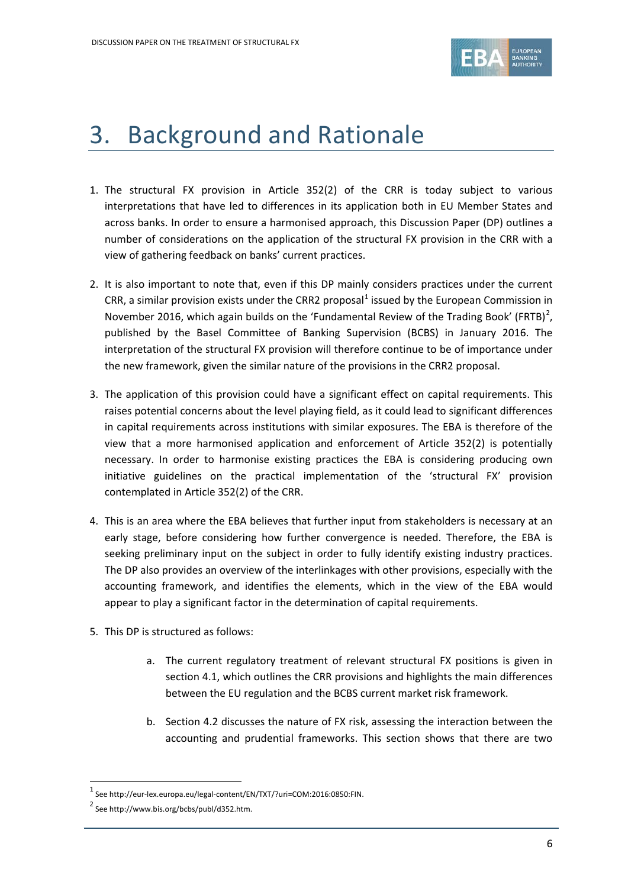# 3. Background and Rationale

1. The structural FX provision in Article 352(2) of the CRR is today subject to various interpretations that have led to differences in its application both in EU Member States and across banks. In order to ensure a harmonised approach, this Discussion Paper (DP) outlines a number of considerations on the application of the structural FX provision in the CRR with a view of gathering feedback on banks' current practices.

2. It is also important to note that, even if this DP mainly considers practices under the current CRR, a similar provision exists under the CRR2 proposal[1] issued by the European Commission in November 2016, which again builds on the 'Fundamental Review of the Trading Book' (FRTB)[2], published by the Basel Committee of Banking Supervision (BCBS) in January 2016. The interpretation of the structural FX provision will therefore continue to be of importance under the new framework, given the similar nature of the provisions in the CRR2 proposal.

3. The application of this provision could have a significant effect on capital requirements. This raises potential concerns about the level playing field, as it could lead to significant differences in capital requirements across institutions with similar exposures. The EBA is therefore of the view that a more harmonised application and enforcement of Article 352(2) is potentially necessary. In order to harmonise existing practices the EBA is considering producing own initiative guidelines on the practical implementation of the 'structural FX' provision contemplated in Article 352(2) of the CRR.

4. This is an area where the EBA believes that further input from stakeholders is necessary at an early stage, before considering how further convergence is needed. Therefore, the EBA is seeking preliminary input on the subject in order to fully identify existing industry practices. The DP also provides an overview of the interlinkages with other provisions, especially with the accounting framework, and identifies the elements, which in the view of the EBA would appear to play a significant factor in the determination of capital requirements.

5. This DP is structured as follows:

    a. The current regulatory treatment of relevant structural FX positions is given in section 4.1, which outlines the CRR provisions and highlights the main differences between the EU regulation and the BCBS current market risk framework.

    b. Section 4.2 discusses the nature of FX risk, assessing the interaction between the accounting and prudential frameworks. This section shows that there are two

---

[1] See http://eur-lex.europa.eu/legal-content/EN/TXT/?uri=COM:2016:0850:FIN.

[2] See http://www.bis.org/bcbs/publ/d352.htm.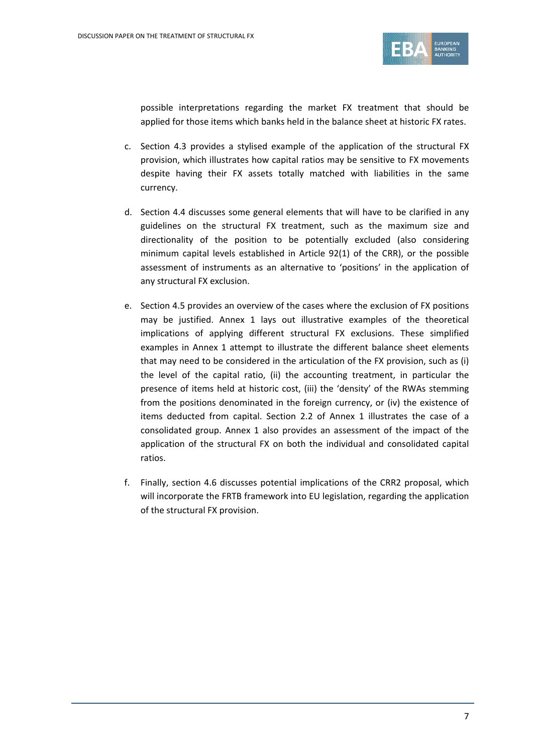possible interpretations regarding the market FX treatment that should be applied for those items which banks held in the balance sheet at historic FX rates.

c. Section 4.3 provides a stylised example of the application of the structural FX provision, which illustrates how capital ratios may be sensitive to FX movements despite having their FX assets totally matched with liabilities in the same currency.

d. Section 4.4 discusses some general elements that will have to be clarified in any guidelines on the structural FX treatment, such as the maximum size and directionality of the position to be potentially excluded (also considering minimum capital levels established in Article 92(1) of the CRR), or the possible assessment of instruments as an alternative to 'positions' in the application of any structural FX exclusion.

e. Section 4.5 provides an overview of the cases where the exclusion of FX positions may be justified. Annex 1 lays out illustrative examples of the theoretical implications of applying different structural FX exclusions. These simplified examples in Annex 1 attempt to illustrate the different balance sheet elements that may need to be considered in the articulation of the FX provision, such as (i) the level of the capital ratio, (ii) the accounting treatment, in particular the presence of items held at historic cost, (iii) the 'density' of the RWAs stemming from the positions denominated in the foreign currency, or (iv) the existence of items deducted from capital. Section 2.2 of Annex 1 illustrates the case of a consolidated group. Annex 1 also provides an assessment of the impact of the application of the structural FX on both the individual and consolidated capital ratios.

f. Finally, section 4.6 discusses potential implications of the CRR2 proposal, which will incorporate the FRTB framework into EU legislation, regarding the application of the structural FX provision.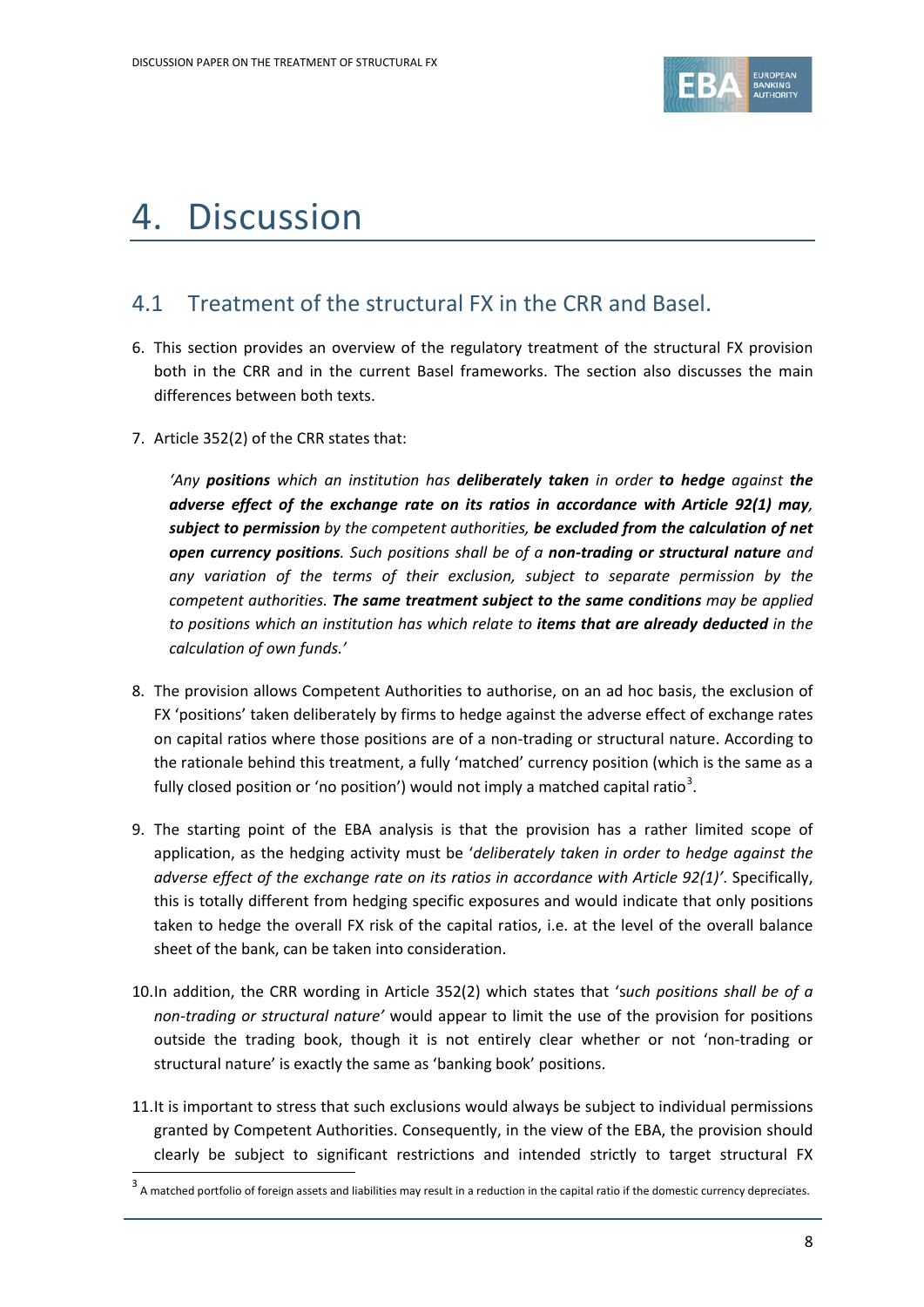# 4. Discussion

## 4.1 Treatment of the structural FX in the CRR and Basel.

6. This section provides an overview of the regulatory treatment of the structural FX provision both in the CRR and in the current Basel frameworks. The section also discusses the main differences between both texts.

7. Article 352(2) of the CRR states that:

   *'Any **positions** which an institution has **deliberately taken** in order **to hedge** against **the adverse effect of the exchange rate on its ratios in accordance with Article 92(1) may**, **subject to permission** by the competent authorities, **be excluded from the calculation of net open currency positions**. Such positions shall be of a **non-trading or structural nature** and any variation of the terms of their exclusion, subject to separate permission by the competent authorities. **The same treatment subject to the same conditions** may be applied to positions which an institution has which relate to **items that are already deducted** in the calculation of own funds.'*

8. The provision allows Competent Authorities to authorise, on an ad hoc basis, the exclusion of FX 'positions' taken deliberately by firms to hedge against the adverse effect of exchange rates on capital ratios where those positions are of a non-trading or structural nature. According to the rationale behind this treatment, a fully 'matched' currency position (which is the same as a fully closed position or 'no position') would not imply a matched capital ratio[3].

9. The starting point of the EBA analysis is that the provision has a rather limited scope of application, as the hedging activity must be '*deliberately taken in order to hedge against the adverse effect of the exchange rate on its ratios in accordance with Article 92(1)*'. Specifically, this is totally different from hedging specific exposures and would indicate that only positions taken to hedge the overall FX risk of the capital ratios, i.e. at the level of the overall balance sheet of the bank, can be taken into consideration.

10. In addition, the CRR wording in Article 352(2) which states that '*such positions shall be of a non-trading or structural nature*' would appear to limit the use of the provision for positions outside the trading book, though it is not entirely clear whether or not 'non-trading or structural nature' is exactly the same as 'banking book' positions.

11. It is important to stress that such exclusions would always be subject to individual permissions granted by Competent Authorities. Consequently, in the view of the EBA, the provision should clearly be subject to significant restrictions and intended strictly to target structural FX

[3] A matched portfolio of foreign assets and liabilities may result in a reduction in the capital ratio if the domestic currency depreciates.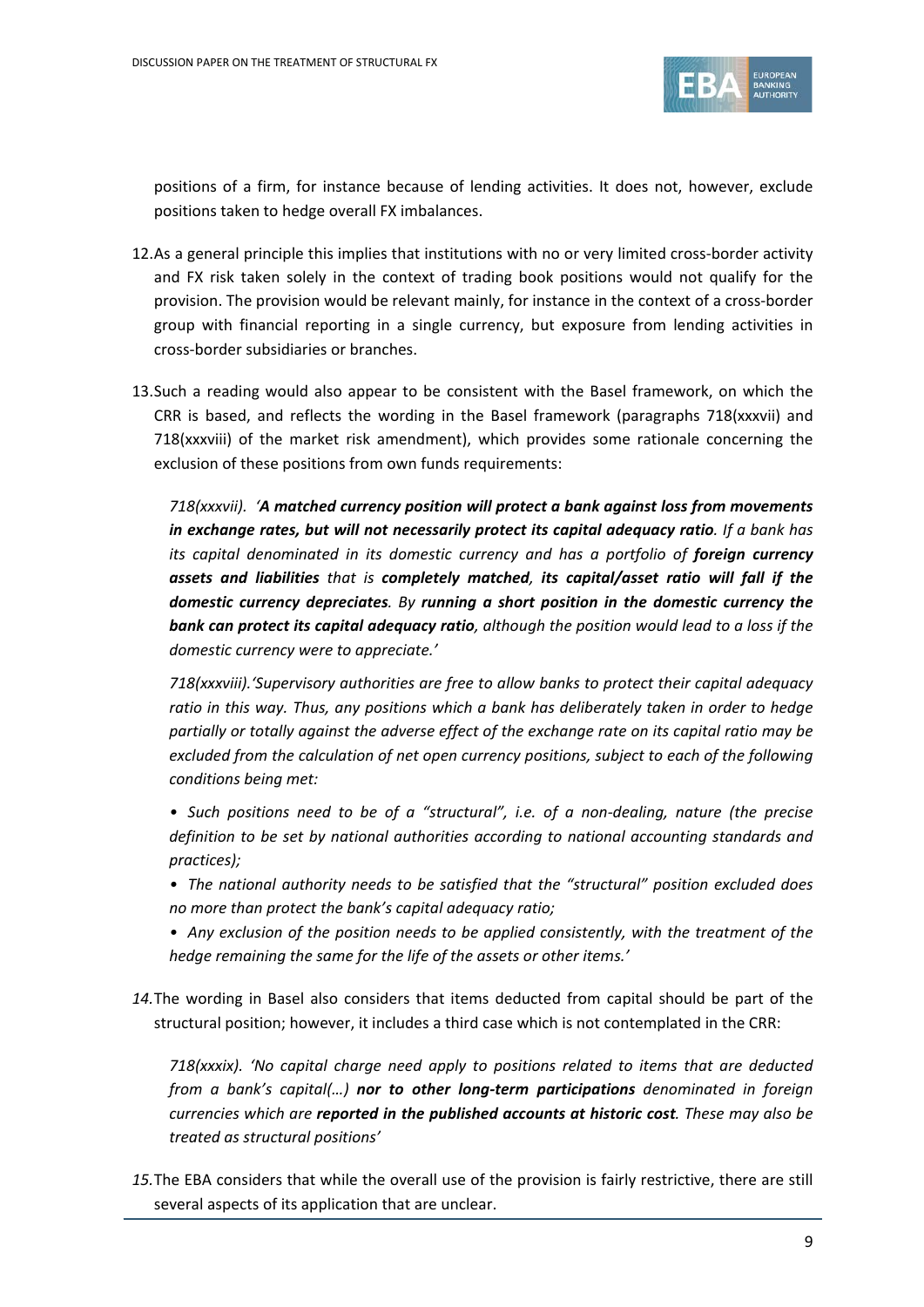positions of a firm, for instance because of lending activities. It does not, however, exclude positions taken to hedge overall FX imbalances.

12. As a general principle this implies that institutions with no or very limited cross-border activity and FX risk taken solely in the context of trading book positions would not qualify for the provision. The provision would be relevant mainly, for instance in the context of a cross-border group with financial reporting in a single currency, but exposure from lending activities in cross-border subsidiaries or branches.

13. Such a reading would also appear to be consistent with the Basel framework, on which the CRR is based, and reflects the wording in the Basel framework (paragraphs 718(xxxvii) and 718(xxxviii) of the market risk amendment), which provides some rationale concerning the exclusion of these positions from own funds requirements:

    *718(xxxvii). '**A matched currency position will protect a bank against loss from movements in exchange rates, but will not necessarily protect its capital adequacy ratio**. If a bank has its capital denominated in its domestic currency and has a portfolio of **foreign currency assets and liabilities** that is **completely matched**, **its capital/asset ratio will fall if the domestic currency depreciates**. By **running a short position in the domestic currency the bank can protect its capital adequacy ratio**, although the position would lead to a loss if the domestic currency were to appreciate.'*

    *718(xxxviii).'Supervisory authorities are free to allow banks to protect their capital adequacy ratio in this way. Thus, any positions which a bank has deliberately taken in order to hedge partially or totally against the adverse effect of the exchange rate on its capital ratio may be excluded from the calculation of net open currency positions, subject to each of the following conditions being met:*

    - *Such positions need to be of a "structural", i.e. of a non-dealing, nature (the precise definition to be set by national authorities according to national accounting standards and practices);*
    - *The national authority needs to be satisfied that the "structural" position excluded does no more than protect the bank's capital adequacy ratio;*
    - *Any exclusion of the position needs to be applied consistently, with the treatment of the hedge remaining the same for the life of the assets or other items.'*

14. The wording in Basel also considers that items deducted from capital should be part of the structural position; however, it includes a third case which is not contemplated in the CRR:

    *718(xxxix). 'No capital charge need apply to positions related to items that are deducted from a bank's capital(…) **nor to other long-term participations** denominated in foreign currencies which are **reported in the published accounts at historic cost**. These may also be treated as structural positions'*

15. The EBA considers that while the overall use of the provision is fairly restrictive, there are still several aspects of its application that are unclear.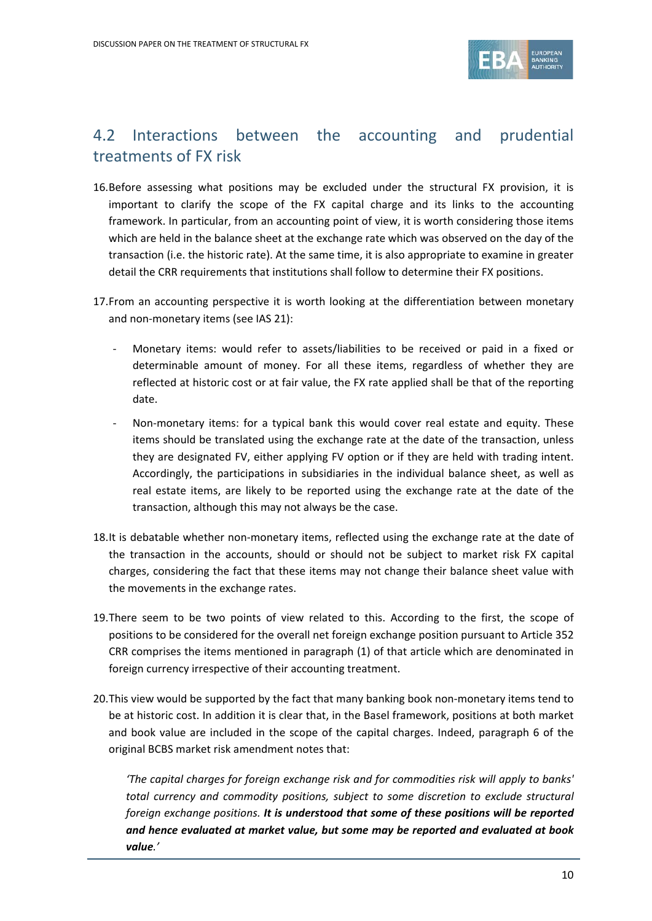## 4.2 Interactions between the accounting and prudential treatments of FX risk

16. Before assessing what positions may be excluded under the structural FX provision, it is important to clarify the scope of the FX capital charge and its links to the accounting framework. In particular, from an accounting point of view, it is worth considering those items which are held in the balance sheet at the exchange rate which was observed on the day of the transaction (i.e. the historic rate). At the same time, it is also appropriate to examine in greater detail the CRR requirements that institutions shall follow to determine their FX positions.

17. From an accounting perspective it is worth looking at the differentiation between monetary and non-monetary items (see IAS 21):

   - Monetary items: would refer to assets/liabilities to be received or paid in a fixed or determinable amount of money. For all these items, regardless of whether they are reflected at historic cost or at fair value, the FX rate applied shall be that of the reporting date.
   - Non-monetary items: for a typical bank this would cover real estate and equity. These items should be translated using the exchange rate at the date of the transaction, unless they are designated FV, either applying FV option or if they are held with trading intent. Accordingly, the participations in subsidiaries in the individual balance sheet, as well as real estate items, are likely to be reported using the exchange rate at the date of the transaction, although this may not always be the case.

18. It is debatable whether non-monetary items, reflected using the exchange rate at the date of the transaction in the accounts, should or should not be subject to market risk FX capital charges, considering the fact that these items may not change their balance sheet value with the movements in the exchange rates.

19. There seem to be two points of view related to this. According to the first, the scope of positions to be considered for the overall net foreign exchange position pursuant to Article 352 CRR comprises the items mentioned in paragraph (1) of that article which are denominated in foreign currency irrespective of their accounting treatment.

20. This view would be supported by the fact that many banking book non-monetary items tend to be at historic cost. In addition it is clear that, in the Basel framework, positions at both market and book value are included in the scope of the capital charges. Indeed, paragraph 6 of the original BCBS market risk amendment notes that:

   *'The capital charges for foreign exchange risk and for commodities risk will apply to banks' total currency and commodity positions, subject to some discretion to exclude structural foreign exchange positions.* ***It is understood that some of these positions will be reported and hence evaluated at market value, but some may be reported and evaluated at book value****.'*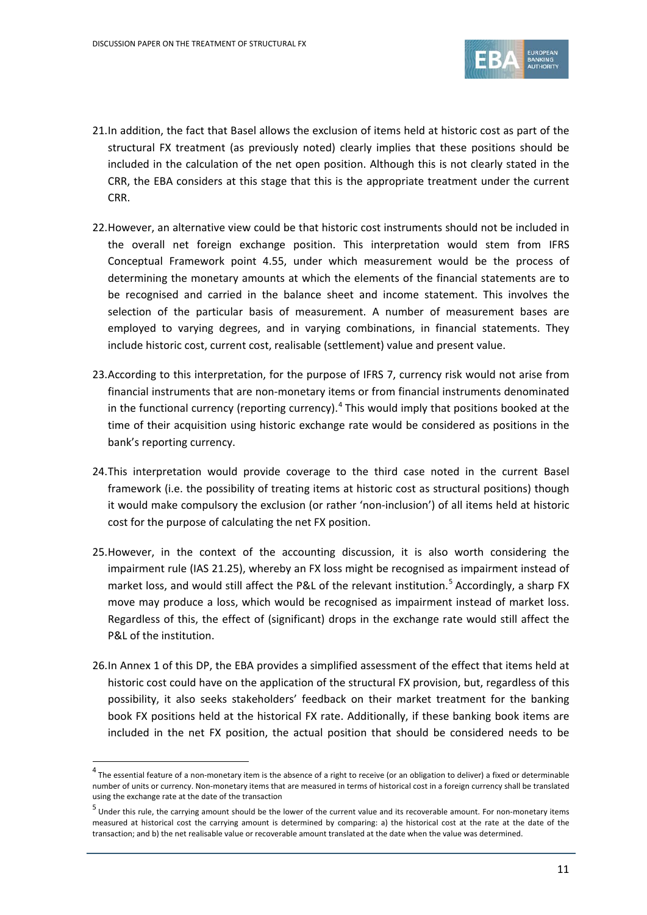21. In addition, the fact that Basel allows the exclusion of items held at historic cost as part of the structural FX treatment (as previously noted) clearly implies that these positions should be included in the calculation of the net open position. Although this is not clearly stated in the CRR, the EBA considers at this stage that this is the appropriate treatment under the current CRR.

22. However, an alternative view could be that historic cost instruments should not be included in the overall net foreign exchange position. This interpretation would stem from IFRS Conceptual Framework point 4.55, under which measurement would be the process of determining the monetary amounts at which the elements of the financial statements are to be recognised and carried in the balance sheet and income statement. This involves the selection of the particular basis of measurement. A number of measurement bases are employed to varying degrees, and in varying combinations, in financial statements. They include historic cost, current cost, realisable (settlement) value and present value.

23. According to this interpretation, for the purpose of IFRS 7, currency risk would not arise from financial instruments that are non-monetary items or from financial instruments denominated in the functional currency (reporting currency).[4] This would imply that positions booked at the time of their acquisition using historic exchange rate would be considered as positions in the bank's reporting currency.

24. This interpretation would provide coverage to the third case noted in the current Basel framework (i.e. the possibility of treating items at historic cost as structural positions) though it would make compulsory the exclusion (or rather 'non-inclusion') of all items held at historic cost for the purpose of calculating the net FX position.

25. However, in the context of the accounting discussion, it is also worth considering the impairment rule (IAS 21.25), whereby an FX loss might be recognised as impairment instead of market loss, and would still affect the P&L of the relevant institution.[5] Accordingly, a sharp FX move may produce a loss, which would be recognised as impairment instead of market loss. Regardless of this, the effect of (significant) drops in the exchange rate would still affect the P&L of the institution.

26. In Annex 1 of this DP, the EBA provides a simplified assessment of the effect that items held at historic cost could have on the application of the structural FX provision, but, regardless of this possibility, it also seeks stakeholders' feedback on their market treatment for the banking book FX positions held at the historical FX rate. Additionally, if these banking book items are included in the net FX position, the actual position that should be considered needs to be

---

[4] The essential feature of a non-monetary item is the absence of a right to receive (or an obligation to deliver) a fixed or determinable number of units or currency. Non-monetary items that are measured in terms of historical cost in a foreign currency shall be translated using the exchange rate at the date of the transaction

[5] Under this rule, the carrying amount should be the lower of the current value and its recoverable amount. For non-monetary items measured at historical cost the carrying amount is determined by comparing: a) the historical cost at the rate at the date of the transaction; and b) the net realisable value or recoverable amount translated at the date when the value was determined.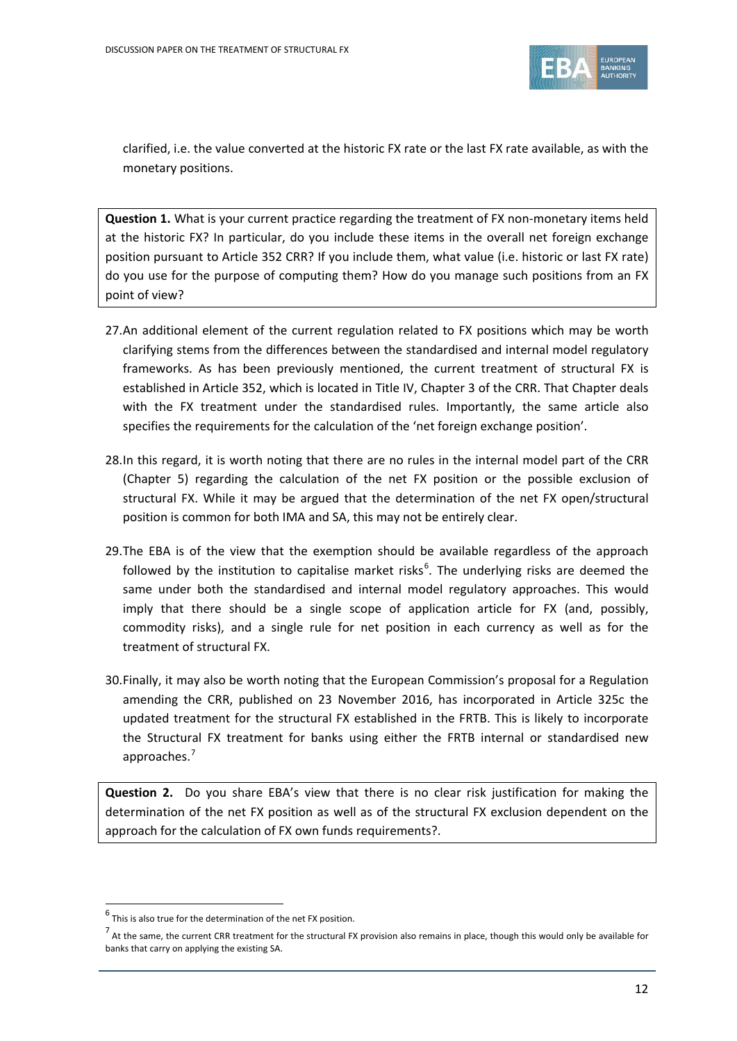clarified, i.e. the value converted at the historic FX rate or the last FX rate available, as with the monetary positions.

**Question 1.** What is your current practice regarding the treatment of FX non-monetary items held at the historic FX? In particular, do you include these items in the overall net foreign exchange position pursuant to Article 352 CRR? If you include them, what value (i.e. historic or last FX rate) do you use for the purpose of computing them? How do you manage such positions from an FX point of view?

27. An additional element of the current regulation related to FX positions which may be worth clarifying stems from the differences between the standardised and internal model regulatory frameworks. As has been previously mentioned, the current treatment of structural FX is established in Article 352, which is located in Title IV, Chapter 3 of the CRR. That Chapter deals with the FX treatment under the standardised rules. Importantly, the same article also specifies the requirements for the calculation of the 'net foreign exchange position'.

28. In this regard, it is worth noting that there are no rules in the internal model part of the CRR (Chapter 5) regarding the calculation of the net FX position or the possible exclusion of structural FX. While it may be argued that the determination of the net FX open/structural position is common for both IMA and SA, this may not be entirely clear.

29. The EBA is of the view that the exemption should be available regardless of the approach followed by the institution to capitalise market risks[6]. The underlying risks are deemed the same under both the standardised and internal model regulatory approaches. This would imply that there should be a single scope of application article for FX (and, possibly, commodity risks), and a single rule for net position in each currency as well as for the treatment of structural FX.

30. Finally, it may also be worth noting that the European Commission's proposal for a Regulation amending the CRR, published on 23 November 2016, has incorporated in Article 325c the updated treatment for the structural FX established in the FRTB. This is likely to incorporate the Structural FX treatment for banks using either the FRTB internal or standardised new approaches.[7]

**Question 2.** Do you share EBA's view that there is no clear risk justification for making the determination of the net FX position as well as of the structural FX exclusion dependent on the approach for the calculation of FX own funds requirements?.

---

[6] This is also true for the determination of the net FX position.

[7] At the same, the current CRR treatment for the structural FX provision also remains in place, though this would only be available for banks that carry on applying the existing SA.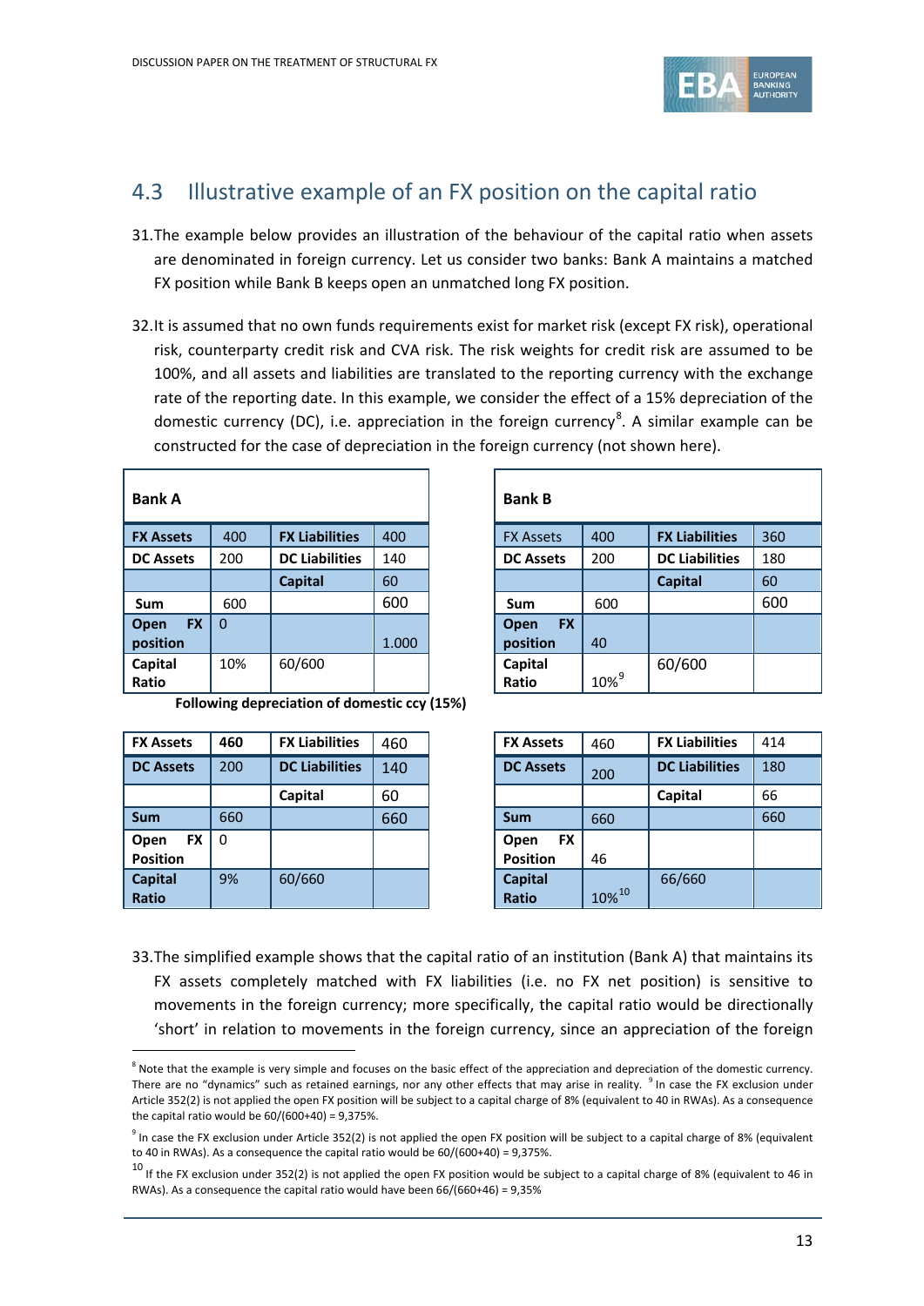## 4.3 Illustrative example of an FX position on the capital ratio

31. The example below provides an illustration of the behaviour of the capital ratio when assets are denominated in foreign currency. Let us consider two banks: Bank A maintains a matched FX position while Bank B keeps open an unmatched long FX position.

32. It is assumed that no own funds requirements exist for market risk (except FX risk), operational risk, counterparty credit risk and CVA risk. The risk weights for credit risk are assumed to be 100%, and all assets and liabilities are translated to the reporting currency with the exchange rate of the reporting date. In this example, we consider the effect of a 15% depreciation of the domestic currency (DC), i.e. appreciation in the foreign currency[8]. A similar example can be constructed for the case of depreciation in the foreign currency (not shown here).

| **Bank A** | | | |
|---|---|---|---|
| **FX Assets** | 400 | **FX Liabilities** | 400 |
| **DC Assets** | 200 | **DC Liabilities** | 140 |
| | | **Capital** | 60 |
| **Sum** | 600 | | 600 |
| **Open FX position** | 0 | | 1.000 |
| **Capital Ratio** | 10% | 60/600 | |

| **Bank B** | | | |
|---|---|---|---|
| FX Assets | 400 | **FX Liabilities** | 360 |
| **DC Assets** | 200 | **DC Liabilities** | 180 |
| | | **Capital** | 60 |
| **Sum** | 600 | | 600 |
| **Open FX position** | 40 | | |
| **Capital Ratio** | 10%[9] | 60/600 | |

**Following depreciation of domestic ccy (15%)**

| **FX Assets** | **460** | **FX Liabilities** | 460 |
|---|---|---|---|
| **DC Assets** | 200 | **DC Liabilities** | 140 |
| | | **Capital** | 60 |
| **Sum** | 660 | | 660 |
| **Open FX Position** | 0 | | |
| **Capital Ratio** | 9% | 60/660 | |

| **FX Assets** | 460 | **FX Liabilities** | 414 |
|---|---|---|---|
| **DC Assets** | 200 | **DC Liabilities** | 180 |
| | | **Capital** | 66 |
| **Sum** | 660 | | 660 |
| **Open FX Position** | 46 | | |
| **Capital Ratio** | 10%[10] | 66/660 | |

33. The simplified example shows that the capital ratio of an institution (Bank A) that maintains its FX assets completely matched with FX liabilities (i.e. no FX net position) is sensitive to movements in the foreign currency; more specifically, the capital ratio would be directionally 'short' in relation to movements in the foreign currency, since an appreciation of the foreign

---

[8] Note that the example is very simple and focuses on the basic effect of the appreciation and depreciation of the domestic currency. There are no "dynamics" such as retained earnings, nor any other effects that may arise in reality. [9] In case the FX exclusion under Article 352(2) is not applied the open FX position will be subject to a capital charge of 8% (equivalent to 40 in RWAs). As a consequence the capital ratio would be 60/(600+40) = 9,375%.

[9] In case the FX exclusion under Article 352(2) is not applied the open FX position will be subject to a capital charge of 8% (equivalent to 40 in RWAs). As a consequence the capital ratio would be 60/(600+40) = 9,375%.

[10] If the FX exclusion under 352(2) is not applied the open FX position would be subject to a capital charge of 8% (equivalent to 46 in RWAs). As a consequence the capital ratio would have been 66/(660+46) = 9,35%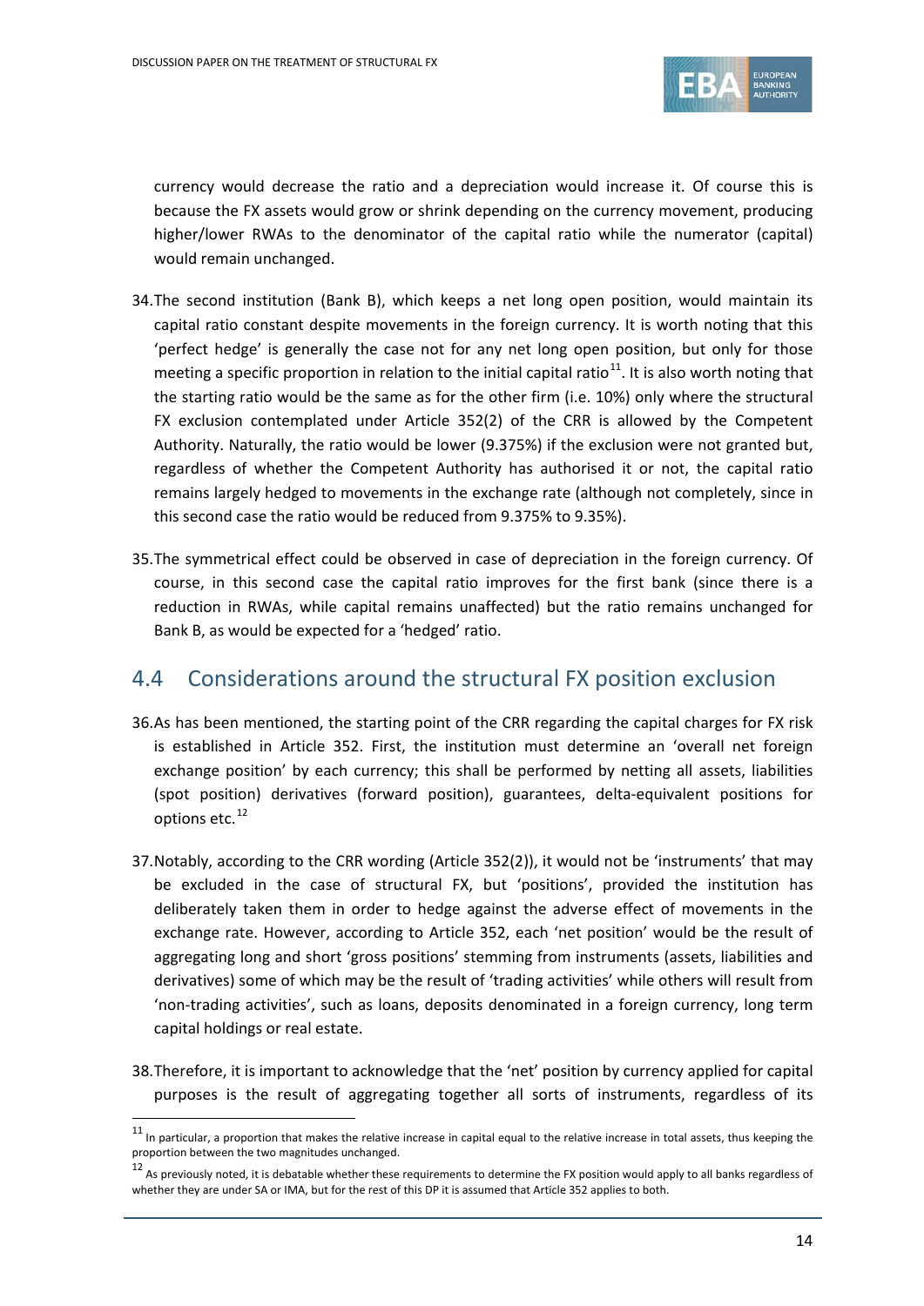currency would decrease the ratio and a depreciation would increase it. Of course this is because the FX assets would grow or shrink depending on the currency movement, producing higher/lower RWAs to the denominator of the capital ratio while the numerator (capital) would remain unchanged.

34. The second institution (Bank B), which keeps a net long open position, would maintain its capital ratio constant despite movements in the foreign currency. It is worth noting that this 'perfect hedge' is generally the case not for any net long open position, but only for those meeting a specific proportion in relation to the initial capital ratio[11]. It is also worth noting that the starting ratio would be the same as for the other firm (i.e. 10%) only where the structural FX exclusion contemplated under Article 352(2) of the CRR is allowed by the Competent Authority. Naturally, the ratio would be lower (9.375%) if the exclusion were not granted but, regardless of whether the Competent Authority has authorised it or not, the capital ratio remains largely hedged to movements in the exchange rate (although not completely, since in this second case the ratio would be reduced from 9.375% to 9.35%).

35. The symmetrical effect could be observed in case of depreciation in the foreign currency. Of course, in this second case the capital ratio improves for the first bank (since there is a reduction in RWAs, while capital remains unaffected) but the ratio remains unchanged for Bank B, as would be expected for a 'hedged' ratio.

## 4.4 Considerations around the structural FX position exclusion

36. As has been mentioned, the starting point of the CRR regarding the capital charges for FX risk is established in Article 352. First, the institution must determine an 'overall net foreign exchange position' by each currency; this shall be performed by netting all assets, liabilities (spot position) derivatives (forward position), guarantees, delta-equivalent positions for options etc.[12]

37. Notably, according to the CRR wording (Article 352(2)), it would not be 'instruments' that may be excluded in the case of structural FX, but 'positions', provided the institution has deliberately taken them in order to hedge against the adverse effect of movements in the exchange rate. However, according to Article 352, each 'net position' would be the result of aggregating long and short 'gross positions' stemming from instruments (assets, liabilities and derivatives) some of which may be the result of 'trading activities' while others will result from 'non-trading activities', such as loans, deposits denominated in a foreign currency, long term capital holdings or real estate.

38. Therefore, it is important to acknowledge that the 'net' position by currency applied for capital purposes is the result of aggregating together all sorts of instruments, regardless of its

[11] In particular, a proportion that makes the relative increase in capital equal to the relative increase in total assets, thus keeping the proportion between the two magnitudes unchanged.

[12] As previously noted, it is debatable whether these requirements to determine the FX position would apply to all banks regardless of whether they are under SA or IMA, but for the rest of this DP it is assumed that Article 352 applies to both.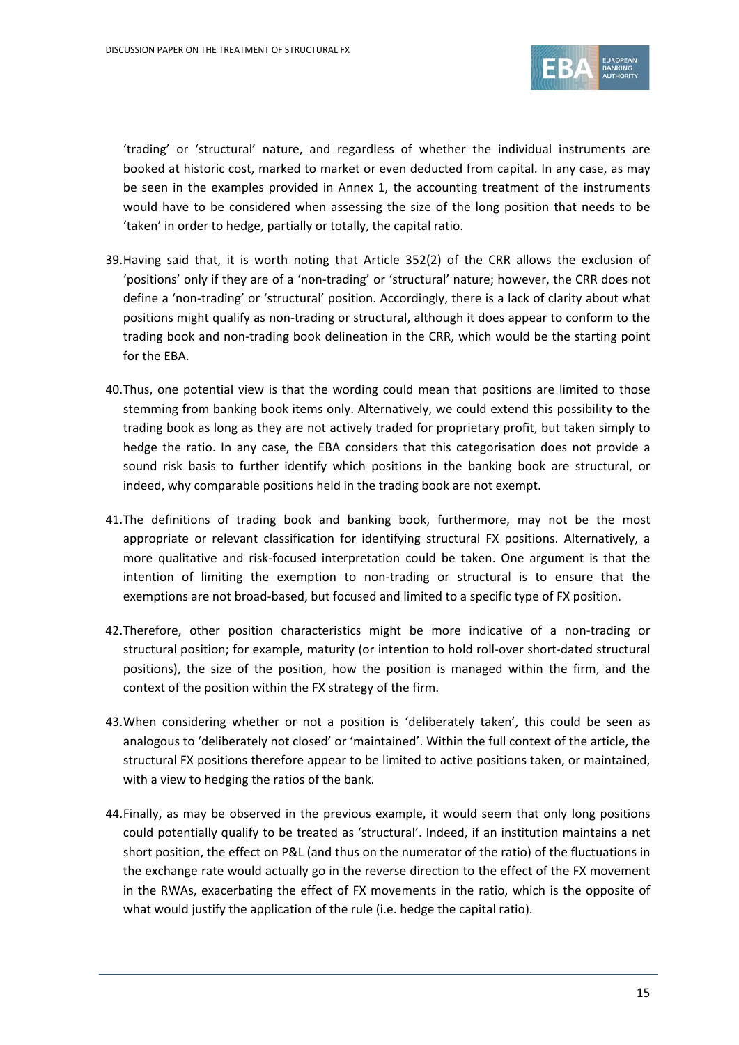'trading' or 'structural' nature, and regardless of whether the individual instruments are booked at historic cost, marked to market or even deducted from capital. In any case, as may be seen in the examples provided in Annex 1, the accounting treatment of the instruments would have to be considered when assessing the size of the long position that needs to be 'taken' in order to hedge, partially or totally, the capital ratio.

39. Having said that, it is worth noting that Article 352(2) of the CRR allows the exclusion of 'positions' only if they are of a 'non-trading' or 'structural' nature; however, the CRR does not define a 'non-trading' or 'structural' position. Accordingly, there is a lack of clarity about what positions might qualify as non-trading or structural, although it does appear to conform to the trading book and non-trading book delineation in the CRR, which would be the starting point for the EBA.

40. Thus, one potential view is that the wording could mean that positions are limited to those stemming from banking book items only. Alternatively, we could extend this possibility to the trading book as long as they are not actively traded for proprietary profit, but taken simply to hedge the ratio. In any case, the EBA considers that this categorisation does not provide a sound risk basis to further identify which positions in the banking book are structural, or indeed, why comparable positions held in the trading book are not exempt.

41. The definitions of trading book and banking book, furthermore, may not be the most appropriate or relevant classification for identifying structural FX positions. Alternatively, a more qualitative and risk-focused interpretation could be taken. One argument is that the intention of limiting the exemption to non-trading or structural is to ensure that the exemptions are not broad-based, but focused and limited to a specific type of FX position.

42. Therefore, other position characteristics might be more indicative of a non-trading or structural position; for example, maturity (or intention to hold roll-over short-dated structural positions), the size of the position, how the position is managed within the firm, and the context of the position within the FX strategy of the firm.

43. When considering whether or not a position is 'deliberately taken', this could be seen as analogous to 'deliberately not closed' or 'maintained'. Within the full context of the article, the structural FX positions therefore appear to be limited to active positions taken, or maintained, with a view to hedging the ratios of the bank.

44. Finally, as may be observed in the previous example, it would seem that only long positions could potentially qualify to be treated as 'structural'. Indeed, if an institution maintains a net short position, the effect on P&L (and thus on the numerator of the ratio) of the fluctuations in the exchange rate would actually go in the reverse direction to the effect of the FX movement in the RWAs, exacerbating the effect of FX movements in the ratio, which is the opposite of what would justify the application of the rule (i.e. hedge the capital ratio).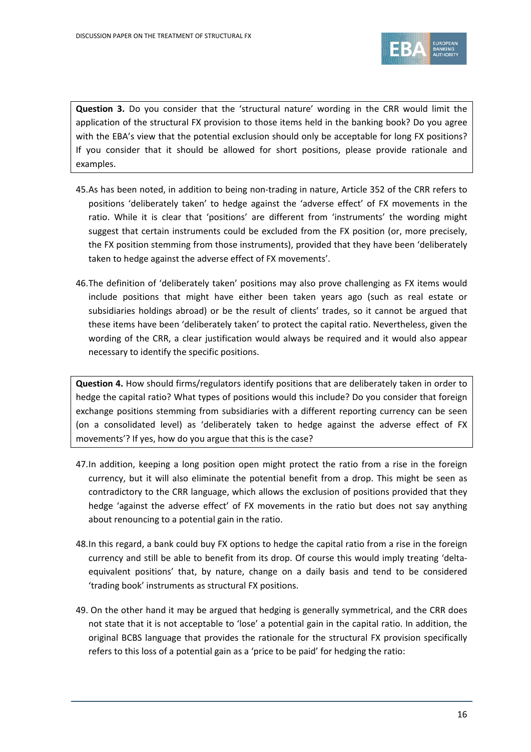> **Question 3.** Do you consider that the 'structural nature' wording in the CRR would limit the application of the structural FX provision to those items held in the banking book? Do you agree with the EBA's view that the potential exclusion should only be acceptable for long FX positions? If you consider that it should be allowed for short positions, please provide rationale and examples.

45. As has been noted, in addition to being non-trading in nature, Article 352 of the CRR refers to positions 'deliberately taken' to hedge against the 'adverse effect' of FX movements in the ratio. While it is clear that 'positions' are different from 'instruments' the wording might suggest that certain instruments could be excluded from the FX position (or, more precisely, the FX position stemming from those instruments), provided that they have been 'deliberately taken to hedge against the adverse effect of FX movements'.

46. The definition of 'deliberately taken' positions may also prove challenging as FX items would include positions that might have either been taken years ago (such as real estate or subsidiaries holdings abroad) or be the result of clients' trades, so it cannot be argued that these items have been 'deliberately taken' to protect the capital ratio. Nevertheless, given the wording of the CRR, a clear justification would always be required and it would also appear necessary to identify the specific positions.

> **Question 4.** How should firms/regulators identify positions that are deliberately taken in order to hedge the capital ratio? What types of positions would this include? Do you consider that foreign exchange positions stemming from subsidiaries with a different reporting currency can be seen (on a consolidated level) as 'deliberately taken to hedge against the adverse effect of FX movements'? If yes, how do you argue that this is the case?

47. In addition, keeping a long position open might protect the ratio from a rise in the foreign currency, but it will also eliminate the potential benefit from a drop. This might be seen as contradictory to the CRR language, which allows the exclusion of positions provided that they hedge 'against the adverse effect' of FX movements in the ratio but does not say anything about renouncing to a potential gain in the ratio.

48. In this regard, a bank could buy FX options to hedge the capital ratio from a rise in the foreign currency and still be able to benefit from its drop. Of course this would imply treating 'delta-equivalent positions' that, by nature, change on a daily basis and tend to be considered 'trading book' instruments as structural FX positions.

49. On the other hand it may be argued that hedging is generally symmetrical, and the CRR does not state that it is not acceptable to 'lose' a potential gain in the capital ratio. In addition, the original BCBS language that provides the rationale for the structural FX provision specifically refers to this loss of a potential gain as a 'price to be paid' for hedging the ratio: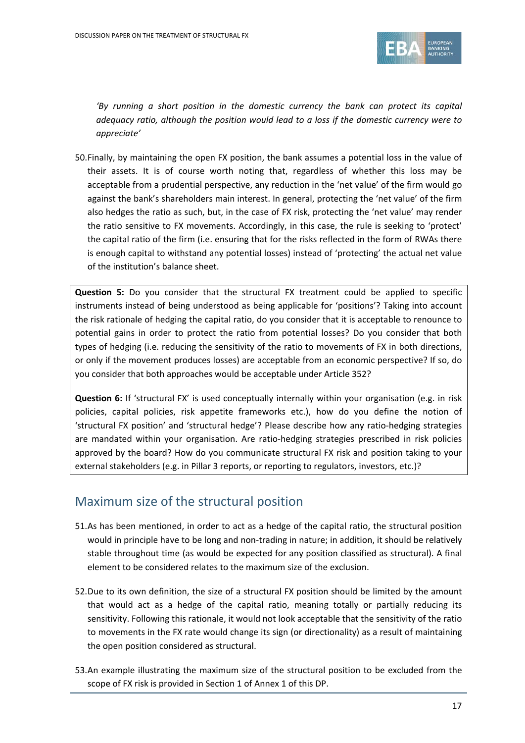*'By running a short position in the domestic currency the bank can protect its capital adequacy ratio, although the position would lead to a loss if the domestic currency were to appreciate'*

50. Finally, by maintaining the open FX position, the bank assumes a potential loss in the value of their assets. It is of course worth noting that, regardless of whether this loss may be acceptable from a prudential perspective, any reduction in the 'net value' of the firm would go against the bank's shareholders main interest. In general, protecting the 'net value' of the firm also hedges the ratio as such, but, in the case of FX risk, protecting the 'net value' may render the ratio sensitive to FX movements. Accordingly, in this case, the rule is seeking to 'protect' the capital ratio of the firm (i.e. ensuring that for the risks reflected in the form of RWAs there is enough capital to withstand any potential losses) instead of 'protecting' the actual net value of the institution's balance sheet.

**Question 5:** Do you consider that the structural FX treatment could be applied to specific instruments instead of being understood as being applicable for 'positions'? Taking into account the risk rationale of hedging the capital ratio, do you consider that it is acceptable to renounce to potential gains in order to protect the ratio from potential losses? Do you consider that both types of hedging (i.e. reducing the sensitivity of the ratio to movements of FX in both directions, or only if the movement produces losses) are acceptable from an economic perspective? If so, do you consider that both approaches would be acceptable under Article 352?

**Question 6:** If 'structural FX' is used conceptually internally within your organisation (e.g. in risk policies, capital policies, risk appetite frameworks etc.), how do you define the notion of 'structural FX position' and 'structural hedge'? Please describe how any ratio-hedging strategies are mandated within your organisation. Are ratio-hedging strategies prescribed in risk policies approved by the board? How do you communicate structural FX risk and position taking to your external stakeholders (e.g. in Pillar 3 reports, or reporting to regulators, investors, etc.)?

## Maximum size of the structural position

51. As has been mentioned, in order to act as a hedge of the capital ratio, the structural position would in principle have to be long and non-trading in nature; in addition, it should be relatively stable throughout time (as would be expected for any position classified as structural). A final element to be considered relates to the maximum size of the exclusion.

52. Due to its own definition, the size of a structural FX position should be limited by the amount that would act as a hedge of the capital ratio, meaning totally or partially reducing its sensitivity. Following this rationale, it would not look acceptable that the sensitivity of the ratio to movements in the FX rate would change its sign (or directionality) as a result of maintaining the open position considered as structural.

53. An example illustrating the maximum size of the structural position to be excluded from the scope of FX risk is provided in Section 1 of Annex 1 of this DP.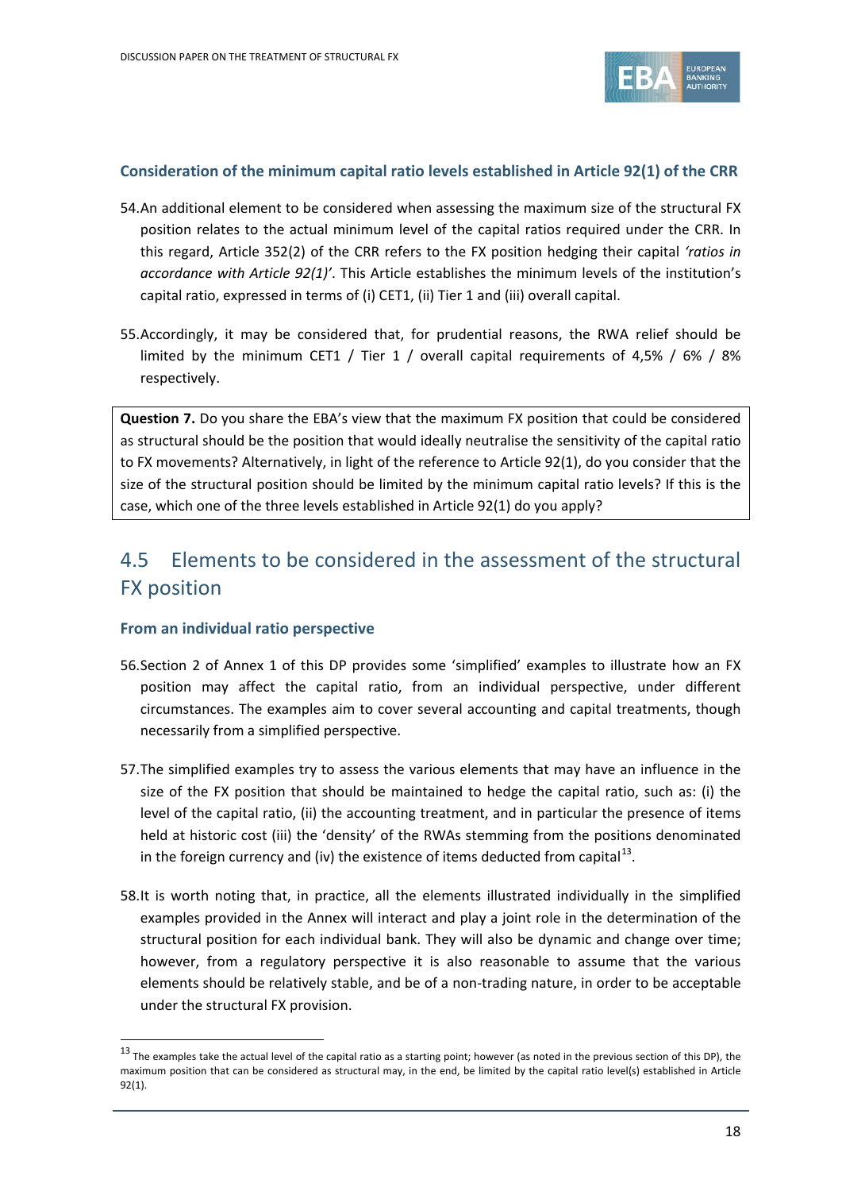### Consideration of the minimum capital ratio levels established in Article 92(1) of the CRR

54. An additional element to be considered when assessing the maximum size of the structural FX position relates to the actual minimum level of the capital ratios required under the CRR. In this regard, Article 352(2) of the CRR refers to the FX position hedging their capital *'ratios in accordance with Article 92(1)'*. This Article establishes the minimum levels of the institution's capital ratio, expressed in terms of (i) CET1, (ii) Tier 1 and (iii) overall capital.

55. Accordingly, it may be considered that, for prudential reasons, the RWA relief should be limited by the minimum CET1 / Tier 1 / overall capital requirements of 4,5% / 6% / 8% respectively.

> **Question 7.** Do you share the EBA's view that the maximum FX position that could be considered as structural should be the position that would ideally neutralise the sensitivity of the capital ratio to FX movements? Alternatively, in light of the reference to Article 92(1), do you consider that the size of the structural position should be limited by the minimum capital ratio levels? If this is the case, which one of the three levels established in Article 92(1) do you apply?

## 4.5 Elements to be considered in the assessment of the structural FX position

### From an individual ratio perspective

56. Section 2 of Annex 1 of this DP provides some 'simplified' examples to illustrate how an FX position may affect the capital ratio, from an individual perspective, under different circumstances. The examples aim to cover several accounting and capital treatments, though necessarily from a simplified perspective.

57. The simplified examples try to assess the various elements that may have an influence in the size of the FX position that should be maintained to hedge the capital ratio, such as: (i) the level of the capital ratio, (ii) the accounting treatment, and in particular the presence of items held at historic cost (iii) the 'density' of the RWAs stemming from the positions denominated in the foreign currency and (iv) the existence of items deducted from capital[13].

58. It is worth noting that, in practice, all the elements illustrated individually in the simplified examples provided in the Annex will interact and play a joint role in the determination of the structural position for each individual bank. They will also be dynamic and change over time; however, from a regulatory perspective it is also reasonable to assume that the various elements should be relatively stable, and be of a non-trading nature, in order to be acceptable under the structural FX provision.

---

[13] The examples take the actual level of the capital ratio as a starting point; however (as noted in the previous section of this DP), the maximum position that can be considered as structural may, in the end, be limited by the capital ratio level(s) established in Article 92(1).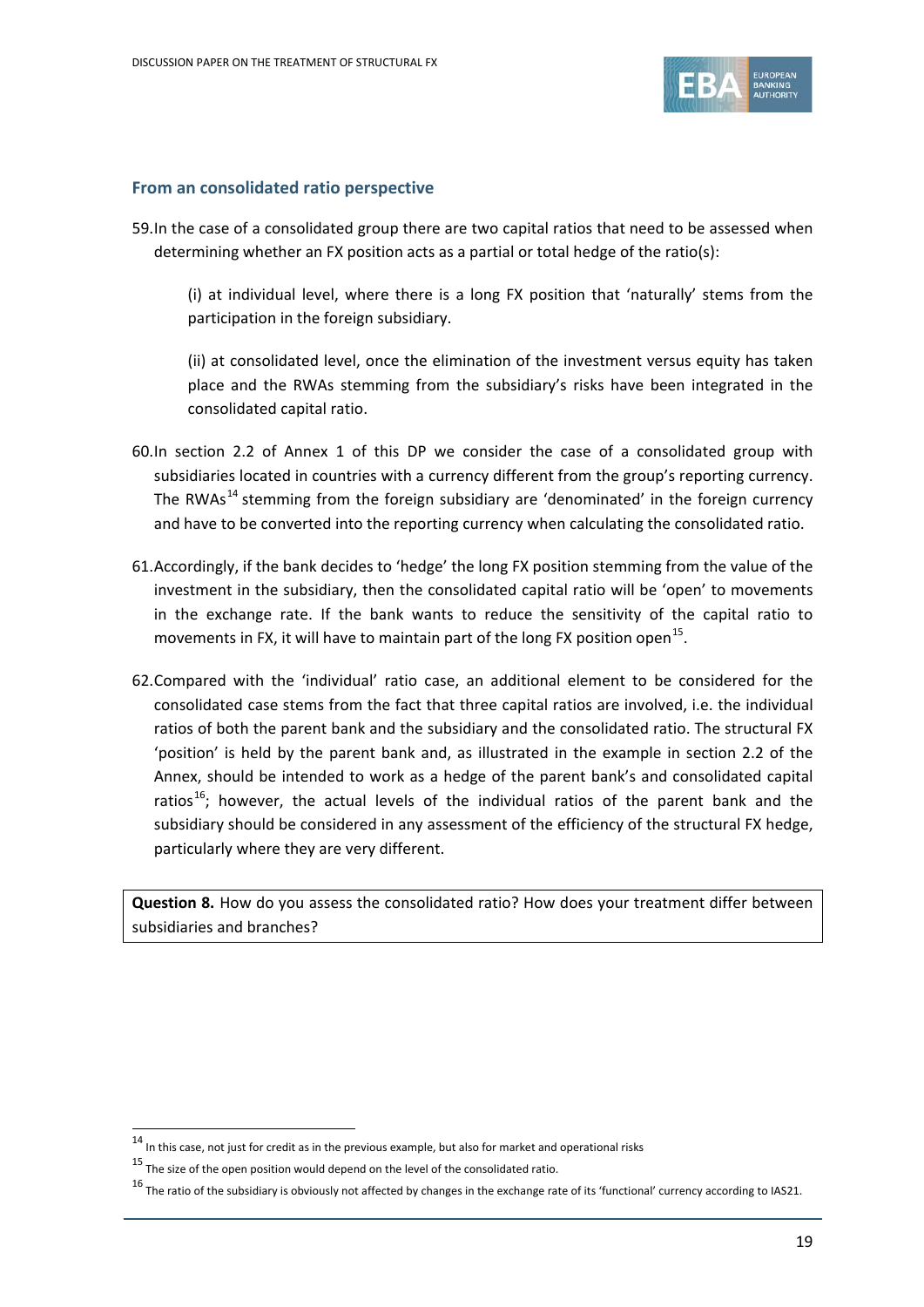### From an consolidated ratio perspective

59. In the case of a consolidated group there are two capital ratios that need to be assessed when determining whether an FX position acts as a partial or total hedge of the ratio(s):

    (i) at individual level, where there is a long FX position that 'naturally' stems from the participation in the foreign subsidiary.

    (ii) at consolidated level, once the elimination of the investment versus equity has taken place and the RWAs stemming from the subsidiary's risks have been integrated in the consolidated capital ratio.

60. In section 2.2 of Annex 1 of this DP we consider the case of a consolidated group with subsidiaries located in countries with a currency different from the group's reporting currency. The RWAs[14] stemming from the foreign subsidiary are 'denominated' in the foreign currency and have to be converted into the reporting currency when calculating the consolidated ratio.

61. Accordingly, if the bank decides to 'hedge' the long FX position stemming from the value of the investment in the subsidiary, then the consolidated capital ratio will be 'open' to movements in the exchange rate. If the bank wants to reduce the sensitivity of the capital ratio to movements in FX, it will have to maintain part of the long FX position open[15].

62. Compared with the 'individual' ratio case, an additional element to be considered for the consolidated case stems from the fact that three capital ratios are involved, i.e. the individual ratios of both the parent bank and the subsidiary and the consolidated ratio. The structural FX 'position' is held by the parent bank and, as illustrated in the example in section 2.2 of the Annex, should be intended to work as a hedge of the parent bank's and consolidated capital ratios[16]; however, the actual levels of the individual ratios of the parent bank and the subsidiary should be considered in any assessment of the efficiency of the structural FX hedge, particularly where they are very different.

> **Question 8.** How do you assess the consolidated ratio? How does your treatment differ between subsidiaries and branches?

---

[14] In this case, not just for credit as in the previous example, but also for market and operational risks

[15] The size of the open position would depend on the level of the consolidated ratio.

[16] The ratio of the subsidiary is obviously not affected by changes in the exchange rate of its 'functional' currency according to IAS21.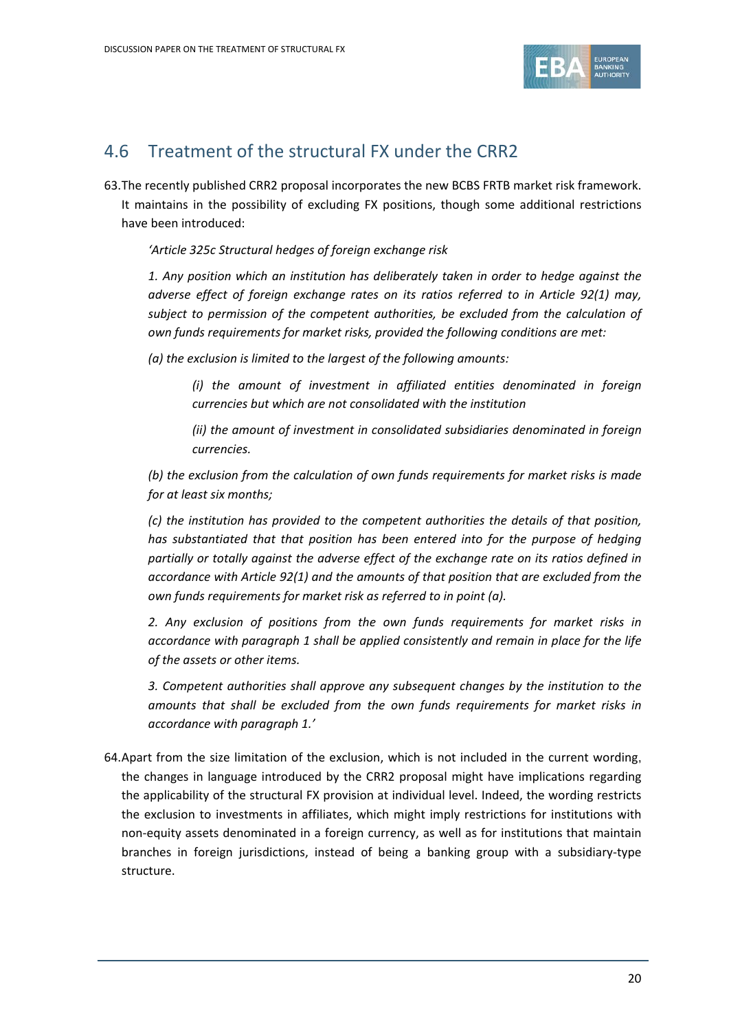## 4.6 Treatment of the structural FX under the CRR2

63. The recently published CRR2 proposal incorporates the new BCBS FRTB market risk framework. It maintains in the possibility of excluding FX positions, though some additional restrictions have been introduced:

*'Article 325c Structural hedges of foreign exchange risk*

*1. Any position which an institution has deliberately taken in order to hedge against the adverse effect of foreign exchange rates on its ratios referred to in Article 92(1) may, subject to permission of the competent authorities, be excluded from the calculation of own funds requirements for market risks, provided the following conditions are met:*

*(a) the exclusion is limited to the largest of the following amounts:*

*(i) the amount of investment in affiliated entities denominated in foreign currencies but which are not consolidated with the institution*

*(ii) the amount of investment in consolidated subsidiaries denominated in foreign currencies.*

*(b) the exclusion from the calculation of own funds requirements for market risks is made for at least six months;*

*(c) the institution has provided to the competent authorities the details of that position, has substantiated that that position has been entered into for the purpose of hedging partially or totally against the adverse effect of the exchange rate on its ratios defined in accordance with Article 92(1) and the amounts of that position that are excluded from the own funds requirements for market risk as referred to in point (a).*

*2. Any exclusion of positions from the own funds requirements for market risks in accordance with paragraph 1 shall be applied consistently and remain in place for the life of the assets or other items.*

*3. Competent authorities shall approve any subsequent changes by the institution to the amounts that shall be excluded from the own funds requirements for market risks in accordance with paragraph 1.'*

64. Apart from the size limitation of the exclusion, which is not included in the current wording, the changes in language introduced by the CRR2 proposal might have implications regarding the applicability of the structural FX provision at individual level. Indeed, the wording restricts the exclusion to investments in affiliates, which might imply restrictions for institutions with non-equity assets denominated in a foreign currency, as well as for institutions that maintain branches in foreign jurisdictions, instead of being a banking group with a subsidiary-type structure.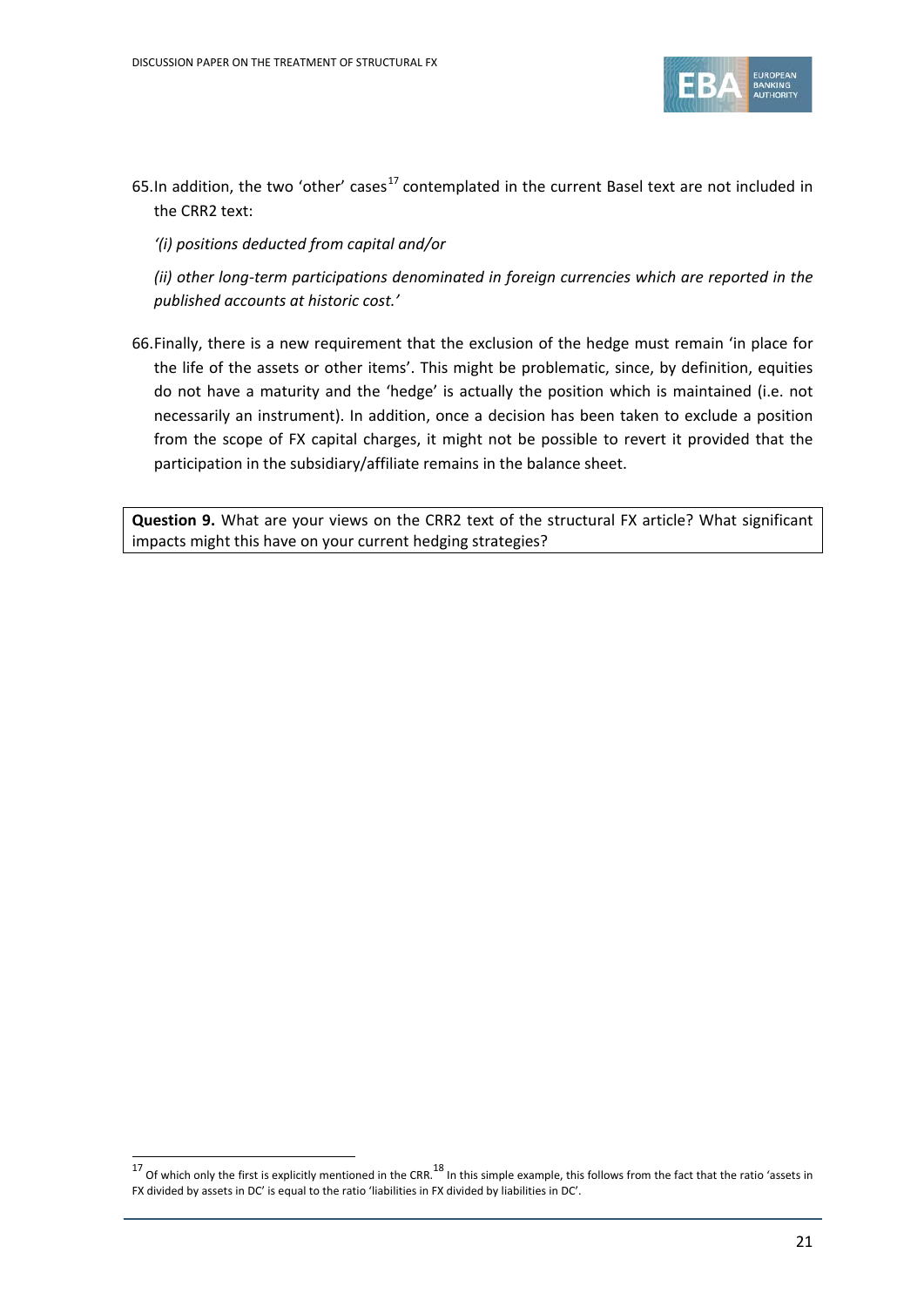65.In addition, the two 'other' cases[17] contemplated in the current Basel text are not included in the CRR2 text:

*'(i) positions deducted from capital and/or*

*(ii) other long-term participations denominated in foreign currencies which are reported in the published accounts at historic cost.'*

66.Finally, there is a new requirement that the exclusion of the hedge must remain 'in place for the life of the assets or other items'. This might be problematic, since, by definition, equities do not have a maturity and the 'hedge' is actually the position which is maintained (i.e. not necessarily an instrument). In addition, once a decision has been taken to exclude a position from the scope of FX capital charges, it might not be possible to revert it provided that the participation in the subsidiary/affiliate remains in the balance sheet.

**Question 9.** What are your views on the CRR2 text of the structural FX article? What significant impacts might this have on your current hedging strategies?

---

[17] Of which only the first is explicitly mentioned in the CRR.[18] In this simple example, this follows from the fact that the ratio 'assets in FX divided by assets in DC' is equal to the ratio 'liabilities in FX divided by liabilities in DC'.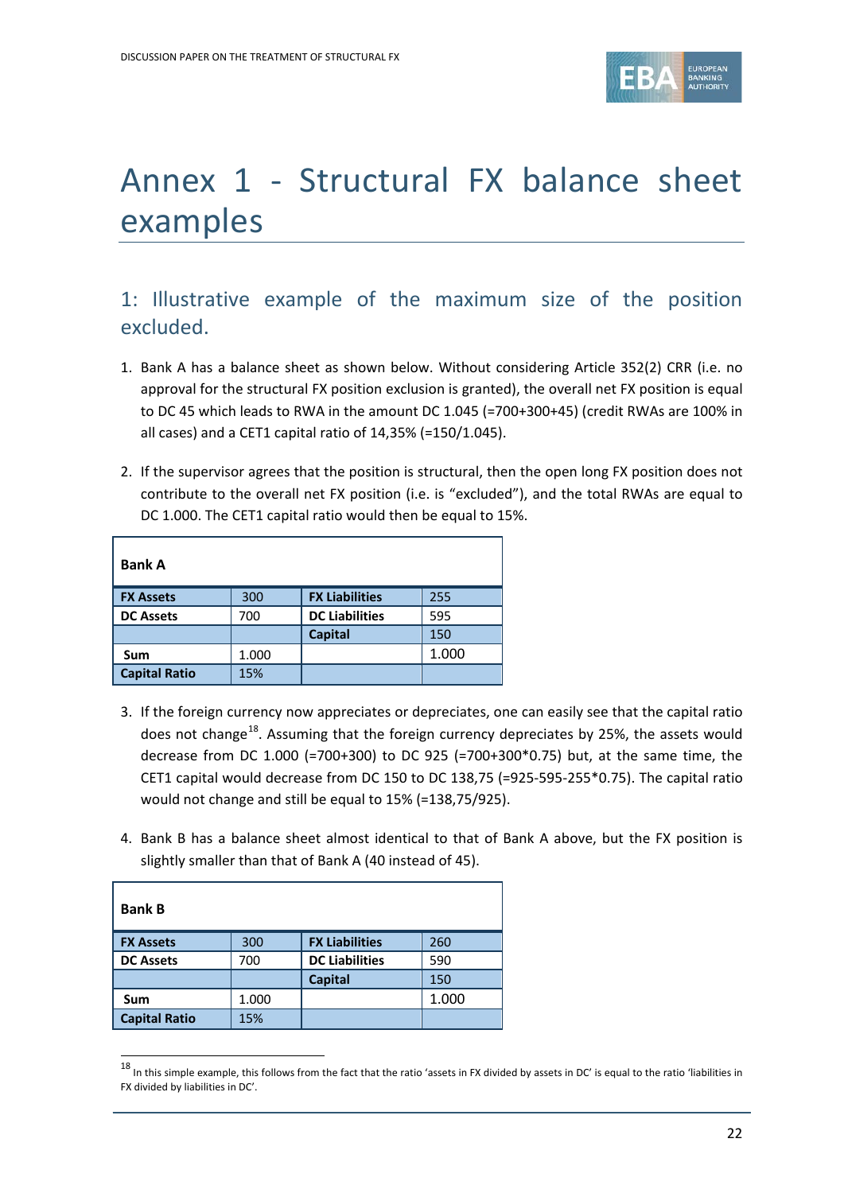# Annex 1 - Structural FX balance sheet examples

## 1: Illustrative example of the maximum size of the position excluded.

1. Bank A has a balance sheet as shown below. Without considering Article 352(2) CRR (i.e. no approval for the structural FX position exclusion is granted), the overall net FX position is equal to DC 45 which leads to RWA in the amount DC 1.045 (=700+300+45) (credit RWAs are 100% in all cases) and a CET1 capital ratio of 14,35% (=150/1.045).

2. If the supervisor agrees that the position is structural, then the open long FX position does not contribute to the overall net FX position (i.e. is "excluded"), and the total RWAs are equal to DC 1.000. The CET1 capital ratio would then be equal to 15%.

| **Bank A** | | | |
|---|---|---|---|
| **FX Assets** | 300 | **FX Liabilities** | 255 |
| **DC Assets** | 700 | **DC Liabilities** | 595 |
| | | **Capital** | 150 |
| **Sum** | 1.000 | | 1.000 |
| **Capital Ratio** | 15% | | |

3. If the foreign currency now appreciates or depreciates, one can easily see that the capital ratio does not change[18]. Assuming that the foreign currency depreciates by 25%, the assets would decrease from DC 1.000 (=700+300) to DC 925 (=700+300*0.75) but, at the same time, the CET1 capital would decrease from DC 150 to DC 138,75 (=925-595-255*0.75). The capital ratio would not change and still be equal to 15% (=138,75/925).

4. Bank B has a balance sheet almost identical to that of Bank A above, but the FX position is slightly smaller than that of Bank A (40 instead of 45).

| **Bank B** | | | |
|---|---|---|---|
| **FX Assets** | 300 | **FX Liabilities** | 260 |
| **DC Assets** | 700 | **DC Liabilities** | 590 |
| | | **Capital** | 150 |
| **Sum** | 1.000 | | 1.000 |
| **Capital Ratio** | 15% | | |

[18] In this simple example, this follows from the fact that the ratio 'assets in FX divided by assets in DC' is equal to the ratio 'liabilities in FX divided by liabilities in DC'.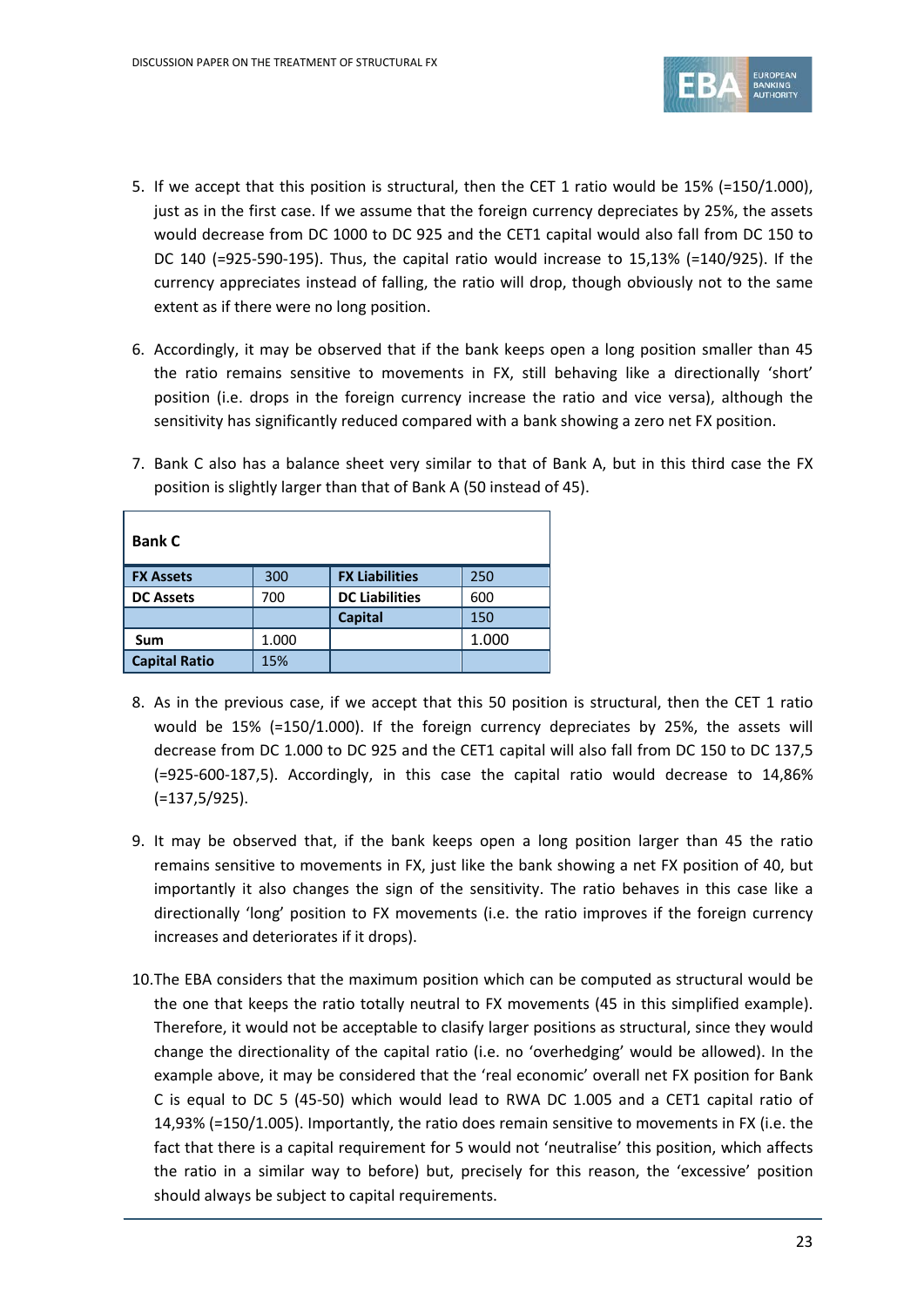5. If we accept that this position is structural, then the CET 1 ratio would be 15% (=150/1.000), just as in the first case. If we assume that the foreign currency depreciates by 25%, the assets would decrease from DC 1000 to DC 925 and the CET1 capital would also fall from DC 150 to DC 140 (=925-590-195). Thus, the capital ratio would increase to 15,13% (=140/925). If the currency appreciates instead of falling, the ratio will drop, though obviously not to the same extent as if there were no long position.

6. Accordingly, it may be observed that if the bank keeps open a long position smaller than 45 the ratio remains sensitive to movements in FX, still behaving like a directionally 'short' position (i.e. drops in the foreign currency increase the ratio and vice versa), although the sensitivity has significantly reduced compared with a bank showing a zero net FX position.

7. Bank C also has a balance sheet very similar to that of Bank A, but in this third case the FX position is slightly larger than that of Bank A (50 instead of 45).

| **Bank C** | | | |
|---|---|---|---|
| **FX Assets** | 300 | **FX Liabilities** | 250 |
| **DC Assets** | 700 | **DC Liabilities** | 600 |
| | | **Capital** | 150 |
| **Sum** | 1.000 | | 1.000 |
| **Capital Ratio** | 15% | | |

8. As in the previous case, if we accept that this 50 position is structural, then the CET 1 ratio would be 15% (=150/1.000). If the foreign currency depreciates by 25%, the assets will decrease from DC 1.000 to DC 925 and the CET1 capital will also fall from DC 150 to DC 137,5 (=925-600-187,5). Accordingly, in this case the capital ratio would decrease to 14,86% (=137,5/925).

9. It may be observed that, if the bank keeps open a long position larger than 45 the ratio remains sensitive to movements in FX, just like the bank showing a net FX position of 40, but importantly it also changes the sign of the sensitivity. The ratio behaves in this case like a directionally 'long' position to FX movements (i.e. the ratio improves if the foreign currency increases and deteriorates if it drops).

10. The EBA considers that the maximum position which can be computed as structural would be the one that keeps the ratio totally neutral to FX movements (45 in this simplified example). Therefore, it would not be acceptable to clasify larger positions as structural, since they would change the directionality of the capital ratio (i.e. no 'overhedging' would be allowed). In the example above, it may be considered that the 'real economic' overall net FX position for Bank C is equal to DC 5 (45-50) which would lead to RWA DC 1.005 and a CET1 capital ratio of 14,93% (=150/1.005). Importantly, the ratio does remain sensitive to movements in FX (i.e. the fact that there is a capital requirement for 5 would not 'neutralise' this position, which affects the ratio in a similar way to before) but, precisely for this reason, the 'excessive' position should always be subject to capital requirements.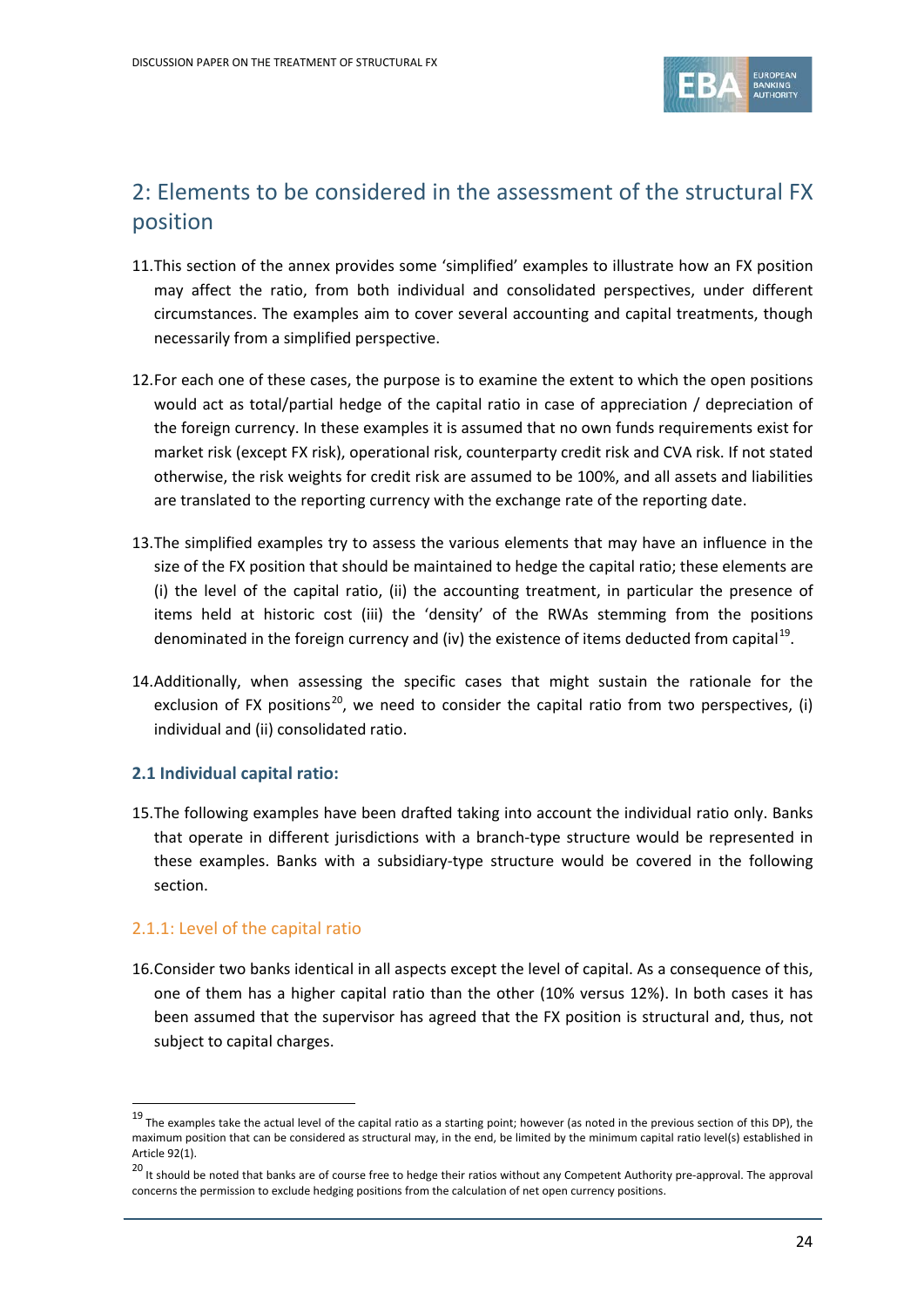## 2: Elements to be considered in the assessment of the structural FX position

11. This section of the annex provides some 'simplified' examples to illustrate how an FX position may affect the ratio, from both individual and consolidated perspectives, under different circumstances. The examples aim to cover several accounting and capital treatments, though necessarily from a simplified perspective.

12. For each one of these cases, the purpose is to examine the extent to which the open positions would act as total/partial hedge of the capital ratio in case of appreciation / depreciation of the foreign currency. In these examples it is assumed that no own funds requirements exist for market risk (except FX risk), operational risk, counterparty credit risk and CVA risk. If not stated otherwise, the risk weights for credit risk are assumed to be 100%, and all assets and liabilities are translated to the reporting currency with the exchange rate of the reporting date.

13. The simplified examples try to assess the various elements that may have an influence in the size of the FX position that should be maintained to hedge the capital ratio; these elements are (i) the level of the capital ratio, (ii) the accounting treatment, in particular the presence of items held at historic cost (iii) the 'density' of the RWAs stemming from the positions denominated in the foreign currency and (iv) the existence of items deducted from capital[19].

14. Additionally, when assessing the specific cases that might sustain the rationale for the exclusion of FX positions[20], we need to consider the capital ratio from two perspectives, (i) individual and (ii) consolidated ratio.

### 2.1 Individual capital ratio:

15. The following examples have been drafted taking into account the individual ratio only. Banks that operate in different jurisdictions with a branch-type structure would be represented in these examples. Banks with a subsidiary-type structure would be covered in the following section.

#### 2.1.1: Level of the capital ratio

16. Consider two banks identical in all aspects except the level of capital. As a consequence of this, one of them has a higher capital ratio than the other (10% versus 12%). In both cases it has been assumed that the supervisor has agreed that the FX position is structural and, thus, not subject to capital charges.

---

[19] The examples take the actual level of the capital ratio as a starting point; however (as noted in the previous section of this DP), the maximum position that can be considered as structural may, in the end, be limited by the minimum capital ratio level(s) established in Article 92(1).

[20] It should be noted that banks are of course free to hedge their ratios without any Competent Authority pre-approval. The approval concerns the permission to exclude hedging positions from the calculation of net open currency positions.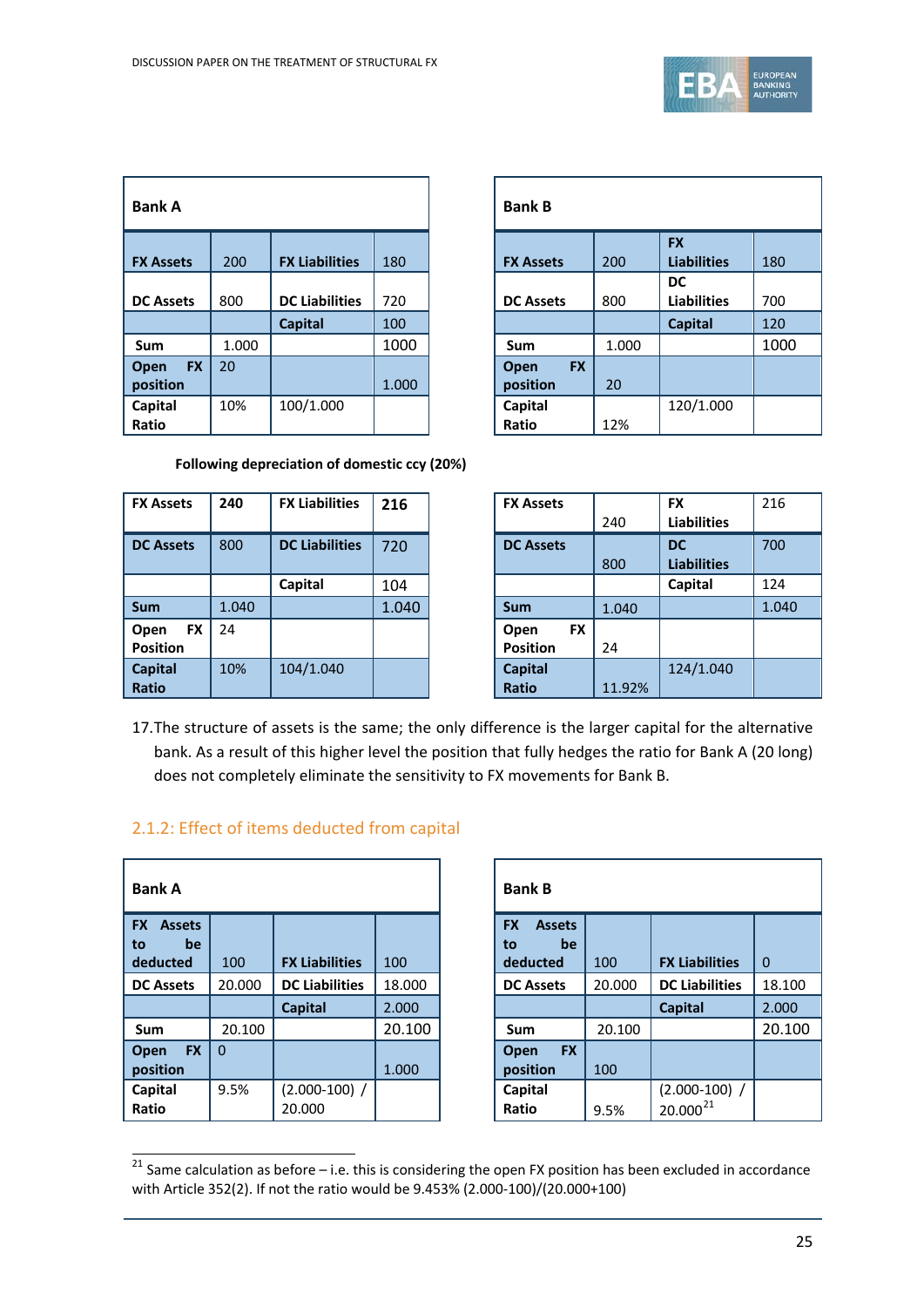| Bank A | | | |
|---|---|---|---|
| **FX Assets** | 200 | **FX Liabilities** | 180 |
| **DC Assets** | 800 | **DC Liabilities** | 720 |
| | | **Capital** | 100 |
| **Sum** | 1.000 | | 1000 |
| **Open FX position** | 20 | | 1.000 |
| **Capital Ratio** | 10% | 100/1.000 | |

| Bank B | | | |
|---|---|---|---|
| **FX Assets** | 200 | **FX Liabilities** | 180 |
| **DC Assets** | 800 | **DC Liabilities** | 700 |
| | | **Capital** | 120 |
| **Sum** | 1.000 | | 1000 |
| **Open FX position** | 20 | | |
| **Capital Ratio** | 12% | 120/1.000 | |

**Following depreciation of domestic ccy (20%)**

| **FX Assets** | **240** | **FX Liabilities** | **216** |
|---|---|---|---|
| **DC Assets** | 800 | **DC Liabilities** | 720 |
| | | **Capital** | 104 |
| **Sum** | 1.040 | | 1.040 |
| **Open FX Position** | 24 | | |
| **Capital Ratio** | 10% | 104/1.040 | |

| **FX Assets** | 240 | **FX Liabilities** | 216 |
|---|---|---|---|
| **DC Assets** | 800 | **DC Liabilities** | 700 |
| | | **Capital** | 124 |
| **Sum** | 1.040 | | 1.040 |
| **Open FX Position** | 24 | | |
| **Capital Ratio** | 11.92% | 124/1.040 | |

17. The structure of assets is the same; the only difference is the larger capital for the alternative bank. As a result of this higher level the position that fully hedges the ratio for Bank A (20 long) does not completely eliminate the sensitivity to FX movements for Bank B.

## 2.1.2: Effect of items deducted from capital

| Bank A | | | |
|---|---|---|---|
| **FX Assets to be deducted** | 100 | **FX Liabilities** | 100 |
| **DC Assets** | 20.000 | **DC Liabilities** | 18.000 |
| | | **Capital** | 2.000 |
| **Sum** | 20.100 | | 20.100 |
| **Open FX position** | 0 | | 1.000 |
| **Capital Ratio** | 9.5% | (2.000-100) / 20.000 | |

| Bank B | | | |
|---|---|---|---|
| **FX Assets to be deducted** | 100 | **FX Liabilities** | 0 |
| **DC Assets** | 20.000 | **DC Liabilities** | 18.100 |
| | | **Capital** | 2.000 |
| **Sum** | 20.100 | | 20.100 |
| **Open FX position** | 100 | | |
| **Capital Ratio** | 9.5% | (2.000-100) / 20.000[21] | |

[21] Same calculation as before – i.e. this is considering the open FX position has been excluded in accordance with Article 352(2). If not the ratio would be 9.453% (2.000-100)/(20.000+100)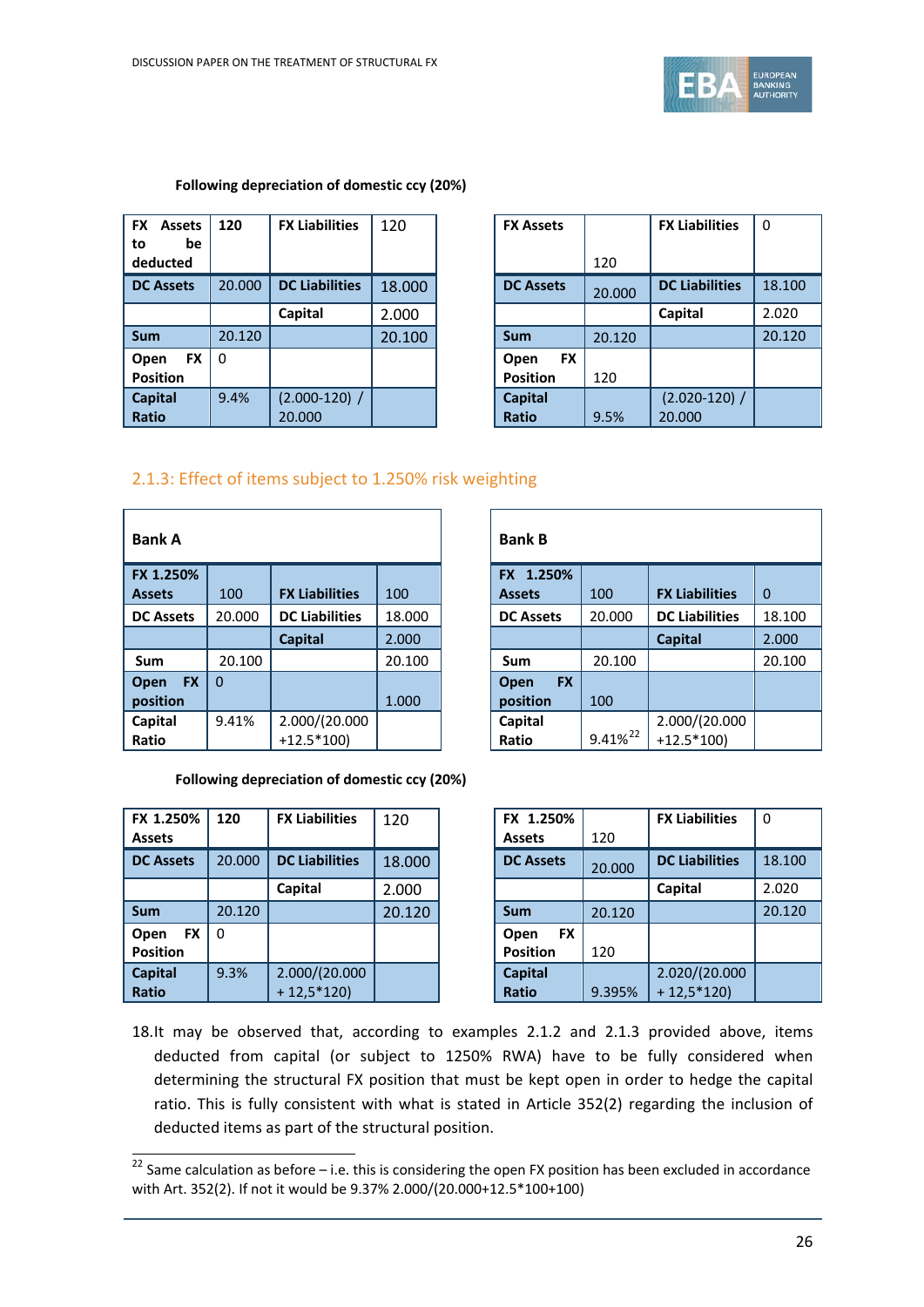**Following depreciation of domestic ccy (20%)**

| FX Assets to be deducted | 120 | FX Liabilities | 120 |
|---|---|---|---|
| DC Assets | 20.000 | DC Liabilities | 18.000 |
| | | Capital | 2.000 |
| Sum | 20.120 | | 20.100 |
| Open FX Position | 0 | | |
| Capital Ratio | 9.4% | (2.000-120) / 20.000 | |

| FX Assets | 120 | FX Liabilities | 0 |
|---|---|---|---|
| DC Assets | 20.000 | DC Liabilities | 18.100 |
| | | Capital | 2.020 |
| Sum | 20.120 | | 20.120 |
| Open FX Position | 120 | | |
| Capital Ratio | 9.5% | (2.020-120) / 20.000 | |

## 2.1.3: Effect of items subject to 1.250% risk weighting

| Bank A | | | |
|---|---|---|---|
| FX 1.250% Assets | 100 | FX Liabilities | 100 |
| DC Assets | 20.000 | DC Liabilities | 18.000 |
| | | Capital | 2.000 |
| Sum | 20.100 | | 20.100 |
| Open FX position | 0 | | 1.000 |
| Capital Ratio | 9.41% | 2.000/(20.000 +12.5*100) | |

| Bank B | | | |
|---|---|---|---|
| FX 1.250% Assets | 100 | FX Liabilities | 0 |
| DC Assets | 20.000 | DC Liabilities | 18.100 |
| | | Capital | 2.000 |
| Sum | 20.100 | | 20.100 |
| Open FX position | 100 | | |
| Capital Ratio | 9.41%[22] | 2.000/(20.000 +12.5*100) | |

**Following depreciation of domestic ccy (20%)**

| FX 1.250% Assets | 120 | FX Liabilities | 120 |
|---|---|---|---|
| DC Assets | 20.000 | DC Liabilities | 18.000 |
| | | Capital | 2.000 |
| Sum | 20.120 | | 20.120 |
| Open FX Position | 0 | | |
| Capital Ratio | 9.3% | 2.000/(20.000 + 12,5*120) | |

| FX 1.250% Assets | 120 | FX Liabilities | 0 |
|---|---|---|---|
| DC Assets | 20.000 | DC Liabilities | 18.100 |
| | | Capital | 2.020 |
| Sum | 20.120 | | 20.120 |
| Open FX Position | 120 | | |
| Capital Ratio | 9.395% | 2.020/(20.000 + 12,5*120) | |

18. It may be observed that, according to examples 2.1.2 and 2.1.3 provided above, items deducted from capital (or subject to 1250% RWA) have to be fully considered when determining the structural FX position that must be kept open in order to hedge the capital ratio. This is fully consistent with what is stated in Article 352(2) regarding the inclusion of deducted items as part of the structural position.

[22] Same calculation as before – i.e. this is considering the open FX position has been excluded in accordance with Art. 352(2). If not it would be 9.37% 2.000/(20.000+12.5*100+100)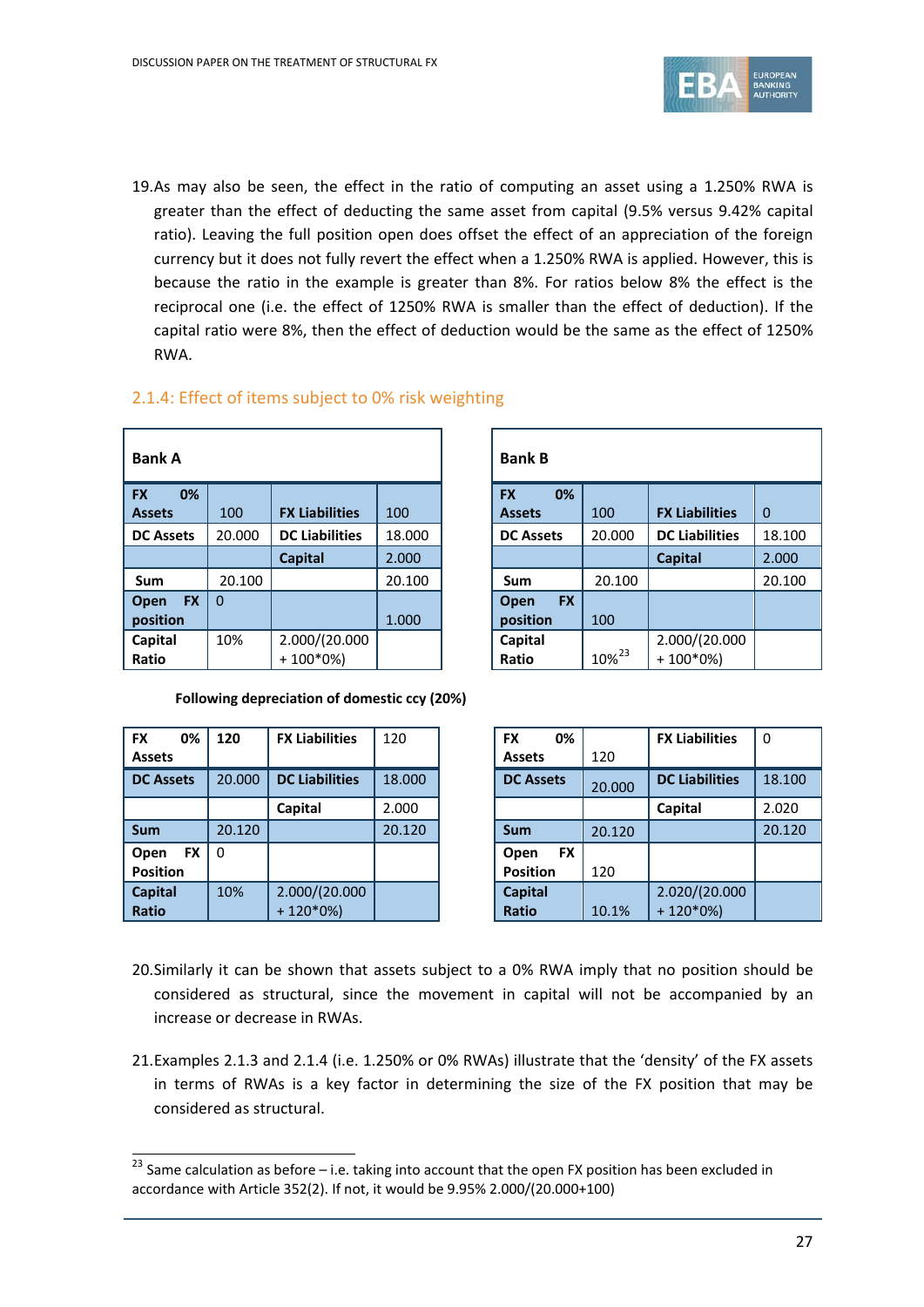19. As may also be seen, the effect in the ratio of computing an asset using a 1.250% RWA is greater than the effect of deducting the same asset from capital (9.5% versus 9.42% capital ratio). Leaving the full position open does offset the effect of an appreciation of the foreign currency but it does not fully revert the effect when a 1.250% RWA is applied. However, this is because the ratio in the example is greater than 8%. For ratios below 8% the effect is the reciprocal one (i.e. the effect of 1250% RWA is smaller than the effect of deduction). If the capital ratio were 8%, then the effect of deduction would be the same as the effect of 1250% RWA.

## 2.1.4: Effect of items subject to 0% risk weighting

| **Bank A** | | | |
|---|---|---|---|
| **FX 0% Assets** | 100 | **FX Liabilities** | 100 |
| **DC Assets** | 20.000 | **DC Liabilities** | 18.000 |
| | | **Capital** | 2.000 |
| **Sum** | 20.100 | | 20.100 |
| **Open FX position** | 0 | | 1.000 |
| **Capital Ratio** | 10% | 2.000/(20.000 + 100*0%) | |

| **Bank B** | | | |
|---|---|---|---|
| **FX 0% Assets** | 100 | **FX Liabilities** | 0 |
| **DC Assets** | 20.000 | **DC Liabilities** | 18.100 |
| | | **Capital** | 2.000 |
| **Sum** | 20.100 | | 20.100 |
| **Open FX position** | 100 | | |
| **Capital Ratio** | 10%[23] | 2.000/(20.000 + 100*0%) | |

**Following depreciation of domestic ccy (20%)**

| **FX 0% Assets** | **120** | **FX Liabilities** | 120 |
|---|---|---|---|
| **DC Assets** | 20.000 | **DC Liabilities** | 18.000 |
| | | **Capital** | 2.000 |
| **Sum** | 20.120 | | 20.120 |
| **Open FX Position** | 0 | | |
| **Capital Ratio** | 10% | 2.000/(20.000 + 120*0%) | |

| **FX 0% Assets** | 120 | **FX Liabilities** | 0 |
|---|---|---|---|
| **DC Assets** | 20.000 | **DC Liabilities** | 18.100 |
| | | **Capital** | 2.020 |
| **Sum** | 20.120 | | 20.120 |
| **Open FX Position** | 120 | | |
| **Capital Ratio** | 10.1% | 2.020/(20.000 + 120*0%) | |

20. Similarly it can be shown that assets subject to a 0% RWA imply that no position should be considered as structural, since the movement in capital will not be accompanied by an increase or decrease in RWAs.

21. Examples 2.1.3 and 2.1.4 (i.e. 1.250% or 0% RWAs) illustrate that the 'density' of the FX assets in terms of RWAs is a key factor in determining the size of the FX position that may be considered as structural.

[23] Same calculation as before – i.e. taking into account that the open FX position has been excluded in accordance with Article 352(2). If not, it would be 9.95% 2.000/(20.000+100)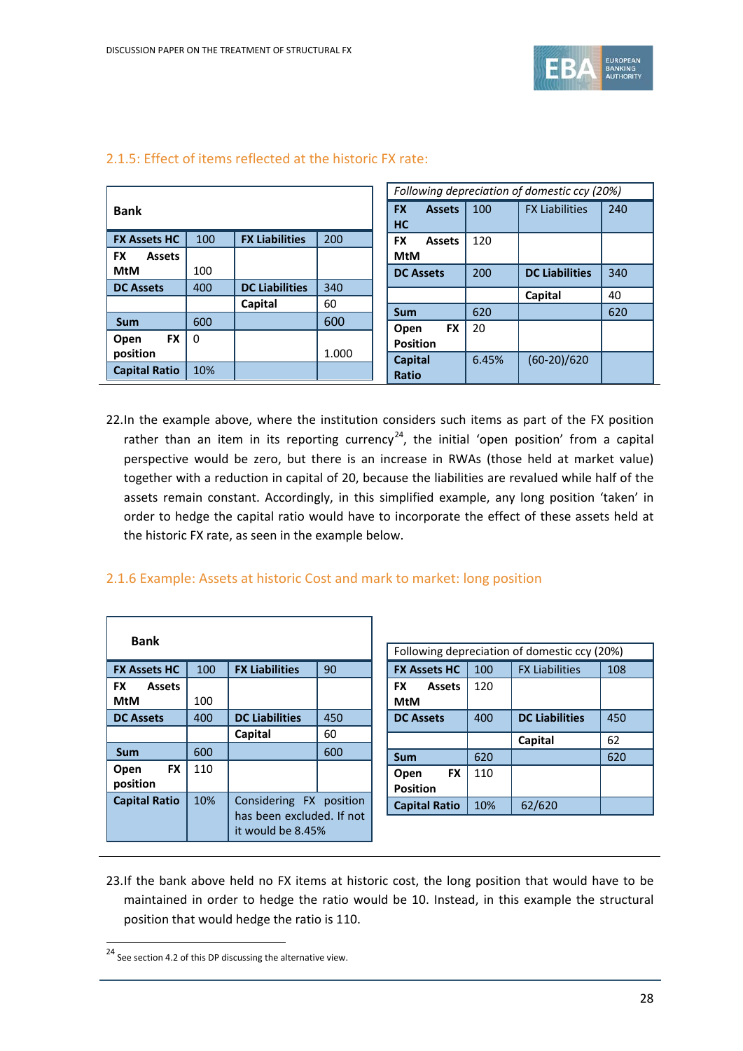### 2.1.5: Effect of items reflected at the historic FX rate:

| Bank | | | |
|---|---|---|---|
| **FX Assets HC** | 100 | **FX Liabilities** | 200 |
| **FX Assets MtM** | 100 | | |
| **DC Assets** | 400 | **DC Liabilities** | 340 |
| | | **Capital** | 60 |
| **Sum** | 600 | | 600 |
| **Open FX position** | 0 | | 1.000 |
| **Capital Ratio** | 10% | | |

| *Following depreciation of domestic ccy (20%)* | | | |
|---|---|---|---|
| **FX Assets HC** | 100 | FX Liabilities | 240 |
| **FX Assets MtM** | 120 | | |
| **DC Assets** | 200 | **DC Liabilities** | 340 |
| | | **Capital** | 40 |
| **Sum** | 620 | | 620 |
| **Open FX Position** | 20 | | |
| **Capital Ratio** | 6.45% | (60-20)/620 | |

22. In the example above, where the institution considers such items as part of the FX position rather than an item in its reporting currency[24], the initial 'open position' from a capital perspective would be zero, but there is an increase in RWAs (those held at market value) together with a reduction in capital of 20, because the liabilities are revalued while half of the assets remain constant. Accordingly, in this simplified example, any long position 'taken' in order to hedge the capital ratio would have to incorporate the effect of these assets held at the historic FX rate, as seen in the example below.

### 2.1.6 Example: Assets at historic Cost and mark to market: long position

| Bank | | | |
|---|---|---|---|
| **FX Assets HC** | 100 | **FX Liabilities** | 90 |
| **FX Assets MtM** | 100 | | |
| **DC Assets** | 400 | **DC Liabilities** | 450 |
| | | **Capital** | 60 |
| **Sum** | 600 | | 600 |
| **Open FX position** | 110 | | |
| **Capital Ratio** | 10% | Considering FX position has been excluded. If not it would be 8.45% | |

| Following depreciation of domestic ccy (20%) | | | |
|---|---|---|---|
| **FX Assets HC** | 100 | FX Liabilities | 108 |
| **FX Assets MtM** | 120 | | |
| **DC Assets** | 400 | **DC Liabilities** | 450 |
| | | **Capital** | 62 |
| **Sum** | 620 | | 620 |
| **Open FX Position** | 110 | | |
| **Capital Ratio** | 10% | 62/620 | |

23. If the bank above held no FX items at historic cost, the long position that would have to be maintained in order to hedge the ratio would be 10. Instead, in this example the structural position that would hedge the ratio is 110.

[24] See section 4.2 of this DP discussing the alternative view.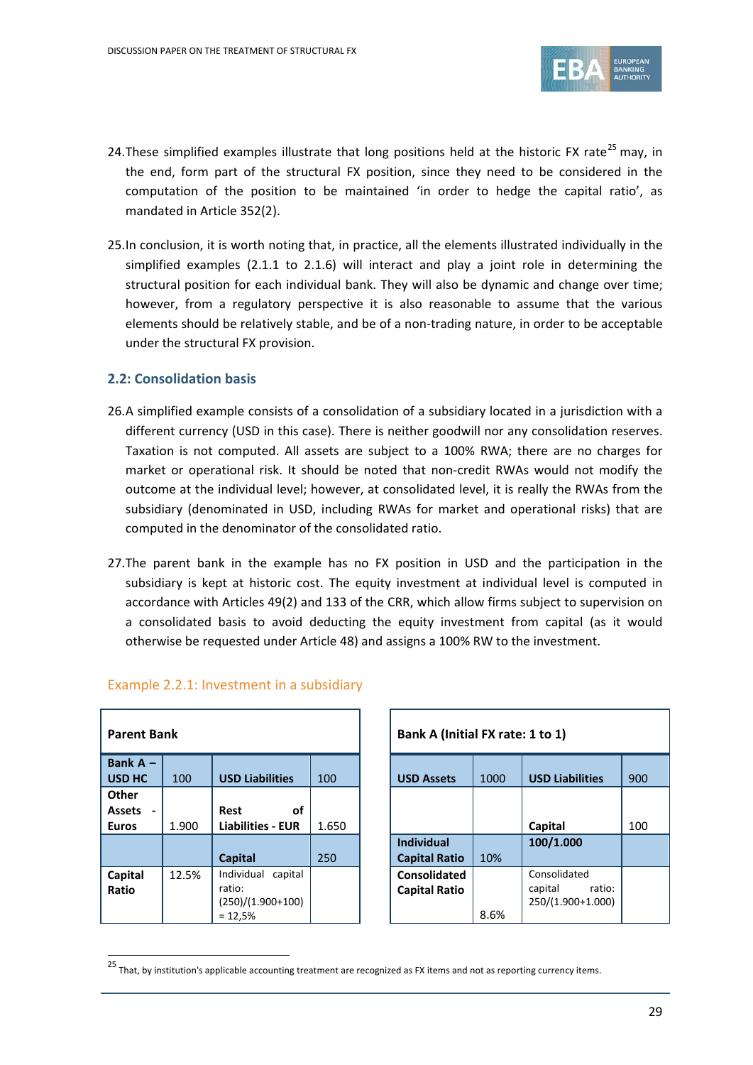24. These simplified examples illustrate that long positions held at the historic FX rate[25] may, in the end, form part of the structural FX position, since they need to be considered in the computation of the position to be maintained 'in order to hedge the capital ratio', as mandated in Article 352(2).

25. In conclusion, it is worth noting that, in practice, all the elements illustrated individually in the simplified examples (2.1.1 to 2.1.6) will interact and play a joint role in determining the structural position for each individual bank. They will also be dynamic and change over time; however, from a regulatory perspective it is also reasonable to assume that the various elements should be relatively stable, and be of a non-trading nature, in order to be acceptable under the structural FX provision.

### 2.2: Consolidation basis

26. A simplified example consists of a consolidation of a subsidiary located in a jurisdiction with a different currency (USD in this case). There is neither goodwill nor any consolidation reserves. Taxation is not computed. All assets are subject to a 100% RWA; there are no charges for market or operational risk. It should be noted that non-credit RWAs would not modify the outcome at the individual level; however, at consolidated level, it is really the RWAs from the subsidiary (denominated in USD, including RWAs for market and operational risks) that are computed in the denominator of the consolidated ratio.

27. The parent bank in the example has no FX position in USD and the participation in the subsidiary is kept at historic cost. The equity investment at individual level is computed in accordance with Articles 49(2) and 133 of the CRR, which allow firms subject to supervision on a consolidated basis to avoid deducting the equity investment from capital (as it would otherwise be requested under Article 48) and assigns a 100% RW to the investment.

#### Example 2.2.1: Investment in a subsidiary

| **Parent Bank** | | | |
|---|---|---|---|
| **Bank A – USD HC** | 100 | **USD Liabilities** | 100 |
| **Other Assets - Euros** | 1.900 | **Rest of Liabilities - EUR** | 1.650 |
| | | **Capital** | 250 |
| **Capital Ratio** | 12.5% | Individual capital ratio: (250)/(1.900+100) = 12,5% | |

| **Bank A (Initial FX rate: 1 to 1)** | | | |
|---|---|---|---|
| **USD Assets** | 1000 | **USD Liabilities** | 900 |
| | | **Capital** | 100 |
| **Individual Capital Ratio** | 10% | **100/1.000** | |
| **Consolidated Capital Ratio** | 8.6% | Consolidated capital ratio: 250/(1.900+1.000) | |

[25] That, by institution's applicable accounting treatment are recognized as FX items and not as reporting currency items.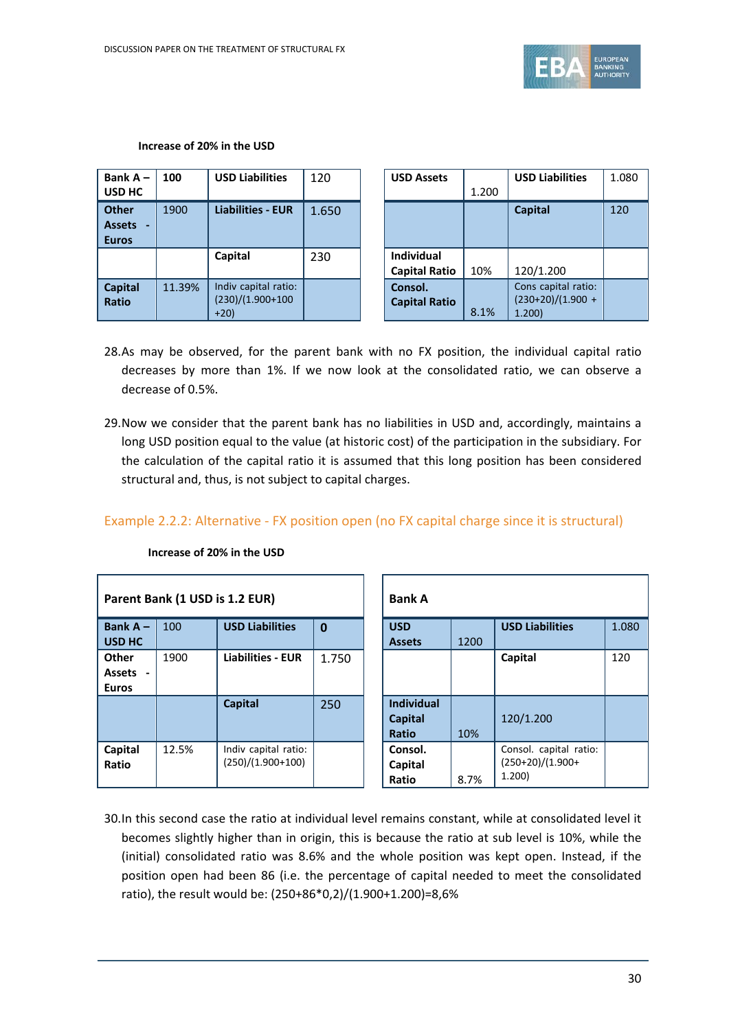**Increase of 20% in the USD**

| Bank A – USD HC | 100 | USD Liabilities | 120 |
|---|---|---|---|
| Other Assets - Euros | 1900 | Liabilities - EUR | 1.650 |
| | | Capital | 230 |
| Capital Ratio | 11.39% | Indiv capital ratio: (230)/(1.900+100 +20) | |

| USD Assets | 1.200 | USD Liabilities | 1.080 |
|---|---|---|---|
| | | Capital | 120 |
| Individual Capital Ratio | 10% | 120/1.200 | |
| Consol. Capital Ratio | 8.1% | Cons capital ratio: (230+20)/(1.900 + 1.200) | |

28. As may be observed, for the parent bank with no FX position, the individual capital ratio decreases by more than 1%. If we now look at the consolidated ratio, we can observe a decrease of 0.5%.

29. Now we consider that the parent bank has no liabilities in USD and, accordingly, maintains a long USD position equal to the value (at historic cost) of the participation in the subsidiary. For the calculation of the capital ratio it is assumed that this long position has been considered structural and, thus, is not subject to capital charges.

### Example 2.2.2: Alternative - FX position open (no FX capital charge since it is structural)

**Increase of 20% in the USD**

| Parent Bank (1 USD is 1.2 EUR) | | | |
|---|---|---|---|
| Bank A – USD HC | 100 | USD Liabilities | 0 |
| Other Assets - Euros | 1900 | Liabilities - EUR | 1.750 |
| | | Capital | 250 |
| Capital Ratio | 12.5% | Indiv capital ratio: (250)/(1.900+100) | |

| Bank A | | | |
|---|---|---|---|
| USD Assets | 1200 | USD Liabilities | 1.080 |
| | | Capital | 120 |
| Individual Capital Ratio | 10% | 120/1.200 | |
| Consol. Capital Ratio | 8.7% | Consol. capital ratio: (250+20)/(1.900+ 1.200) | |

30. In this second case the ratio at individual level remains constant, while at consolidated level it becomes slightly higher than in origin, this is because the ratio at sub level is 10%, while the (initial) consolidated ratio was 8.6% and the whole position was kept open. Instead, if the position open had been 86 (i.e. the percentage of capital needed to meet the consolidated ratio), the result would be: (250+86*0,2)/(1.900+1.200)=8,6%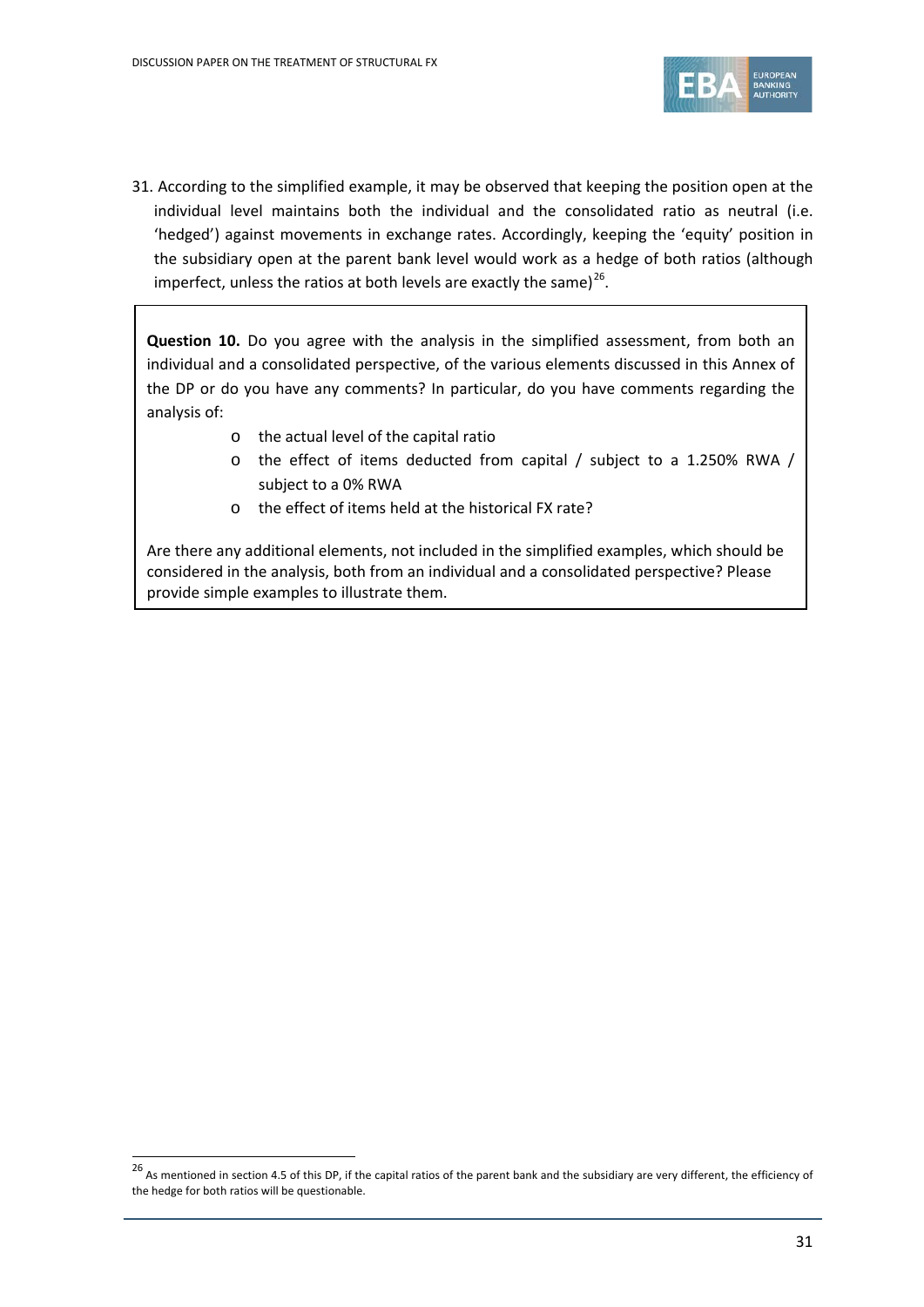31. According to the simplified example, it may be observed that keeping the position open at the individual level maintains both the individual and the consolidated ratio as neutral (i.e. 'hedged') against movements in exchange rates. Accordingly, keeping the 'equity' position in the subsidiary open at the parent bank level would work as a hedge of both ratios (although imperfect, unless the ratios at both levels are exactly the same)[26].

**Question 10.** Do you agree with the analysis in the simplified assessment, from both an individual and a consolidated perspective, of the various elements discussed in this Annex of the DP or do you have any comments? In particular, do you have comments regarding the analysis of:

- the actual level of the capital ratio
- the effect of items deducted from capital / subject to a 1.250% RWA / subject to a 0% RWA
- the effect of items held at the historical FX rate?

Are there any additional elements, not included in the simplified examples, which should be considered in the analysis, both from an individual and a consolidated perspective? Please provide simple examples to illustrate them.

[26] As mentioned in section 4.5 of this DP, if the capital ratios of the parent bank and the subsidiary are very different, the efficiency of the hedge for both ratios will be questionable.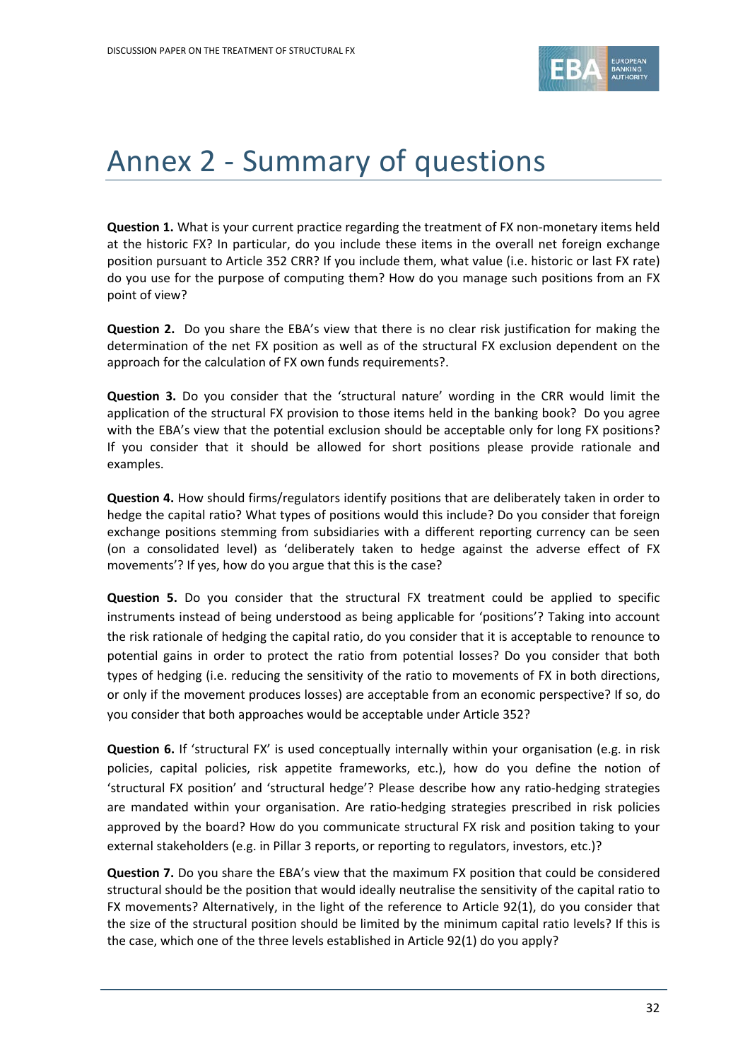# Annex 2 - Summary of questions

**Question 1.** What is your current practice regarding the treatment of FX non-monetary items held at the historic FX? In particular, do you include these items in the overall net foreign exchange position pursuant to Article 352 CRR? If you include them, what value (i.e. historic or last FX rate) do you use for the purpose of computing them? How do you manage such positions from an FX point of view?

**Question 2.** Do you share the EBA's view that there is no clear risk justification for making the determination of the net FX position as well as of the structural FX exclusion dependent on the approach for the calculation of FX own funds requirements?.

**Question 3.** Do you consider that the 'structural nature' wording in the CRR would limit the application of the structural FX provision to those items held in the banking book? Do you agree with the EBA's view that the potential exclusion should be acceptable only for long FX positions? If you consider that it should be allowed for short positions please provide rationale and examples.

**Question 4.** How should firms/regulators identify positions that are deliberately taken in order to hedge the capital ratio? What types of positions would this include? Do you consider that foreign exchange positions stemming from subsidiaries with a different reporting currency can be seen (on a consolidated level) as 'deliberately taken to hedge against the adverse effect of FX movements'? If yes, how do you argue that this is the case?

**Question 5.** Do you consider that the structural FX treatment could be applied to specific instruments instead of being understood as being applicable for 'positions'? Taking into account the risk rationale of hedging the capital ratio, do you consider that it is acceptable to renounce to potential gains in order to protect the ratio from potential losses? Do you consider that both types of hedging (i.e. reducing the sensitivity of the ratio to movements of FX in both directions, or only if the movement produces losses) are acceptable from an economic perspective? If so, do you consider that both approaches would be acceptable under Article 352?

**Question 6.** If 'structural FX' is used conceptually internally within your organisation (e.g. in risk policies, capital policies, risk appetite frameworks, etc.), how do you define the notion of 'structural FX position' and 'structural hedge'? Please describe how any ratio-hedging strategies are mandated within your organisation. Are ratio-hedging strategies prescribed in risk policies approved by the board? How do you communicate structural FX risk and position taking to your external stakeholders (e.g. in Pillar 3 reports, or reporting to regulators, investors, etc.)?

**Question 7.** Do you share the EBA's view that the maximum FX position that could be considered structural should be the position that would ideally neutralise the sensitivity of the capital ratio to FX movements? Alternatively, in the light of the reference to Article 92(1), do you consider that the size of the structural position should be limited by the minimum capital ratio levels? If this is the case, which one of the three levels established in Article 92(1) do you apply?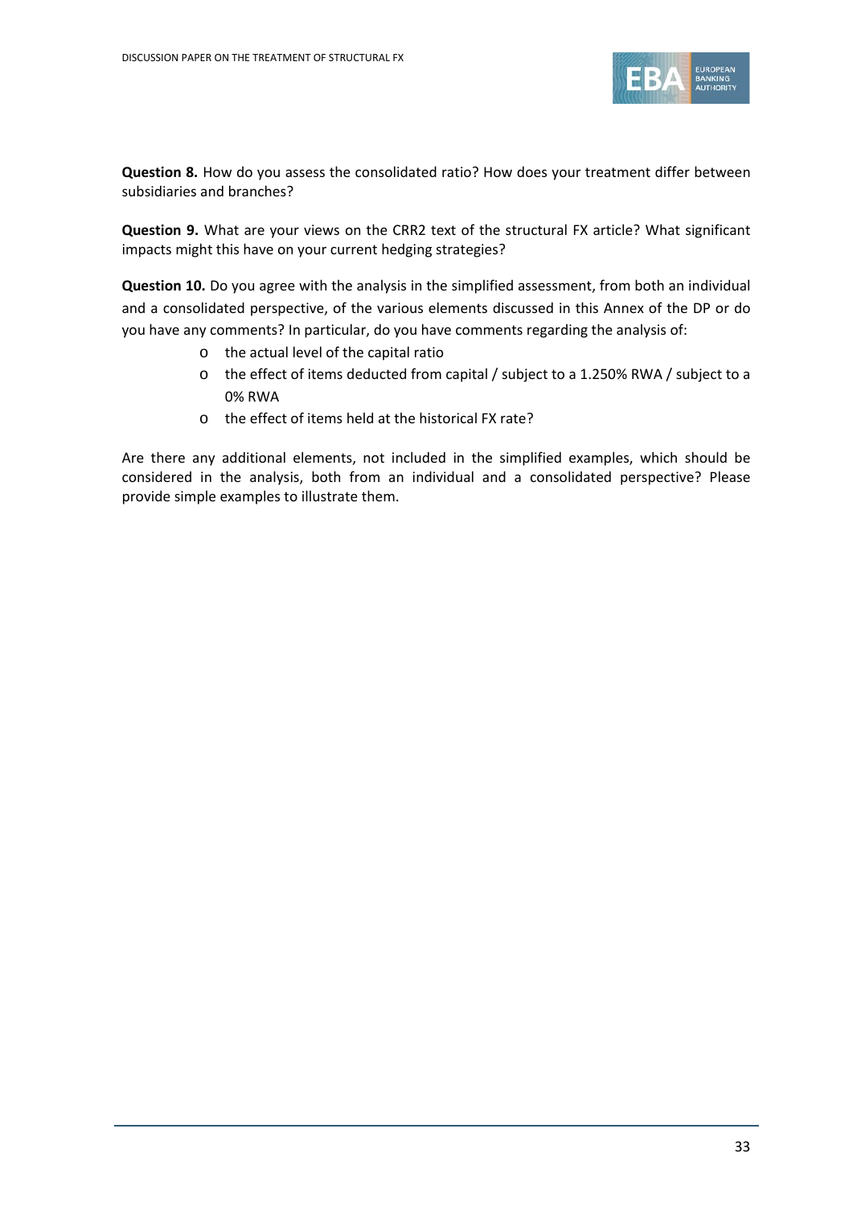**Question 8.** How do you assess the consolidated ratio? How does your treatment differ between subsidiaries and branches?

**Question 9.** What are your views on the CRR2 text of the structural FX article? What significant impacts might this have on your current hedging strategies?

**Question 10.** Do you agree with the analysis in the simplified assessment, from both an individual and a consolidated perspective, of the various elements discussed in this Annex of the DP or do you have any comments? In particular, do you have comments regarding the analysis of:

- the actual level of the capital ratio
- the effect of items deducted from capital / subject to a 1.250% RWA / subject to a 0% RWA
- the effect of items held at the historical FX rate?

Are there any additional elements, not included in the simplified examples, which should be considered in the analysis, both from an individual and a consolidated perspective? Please provide simple examples to illustrate them.